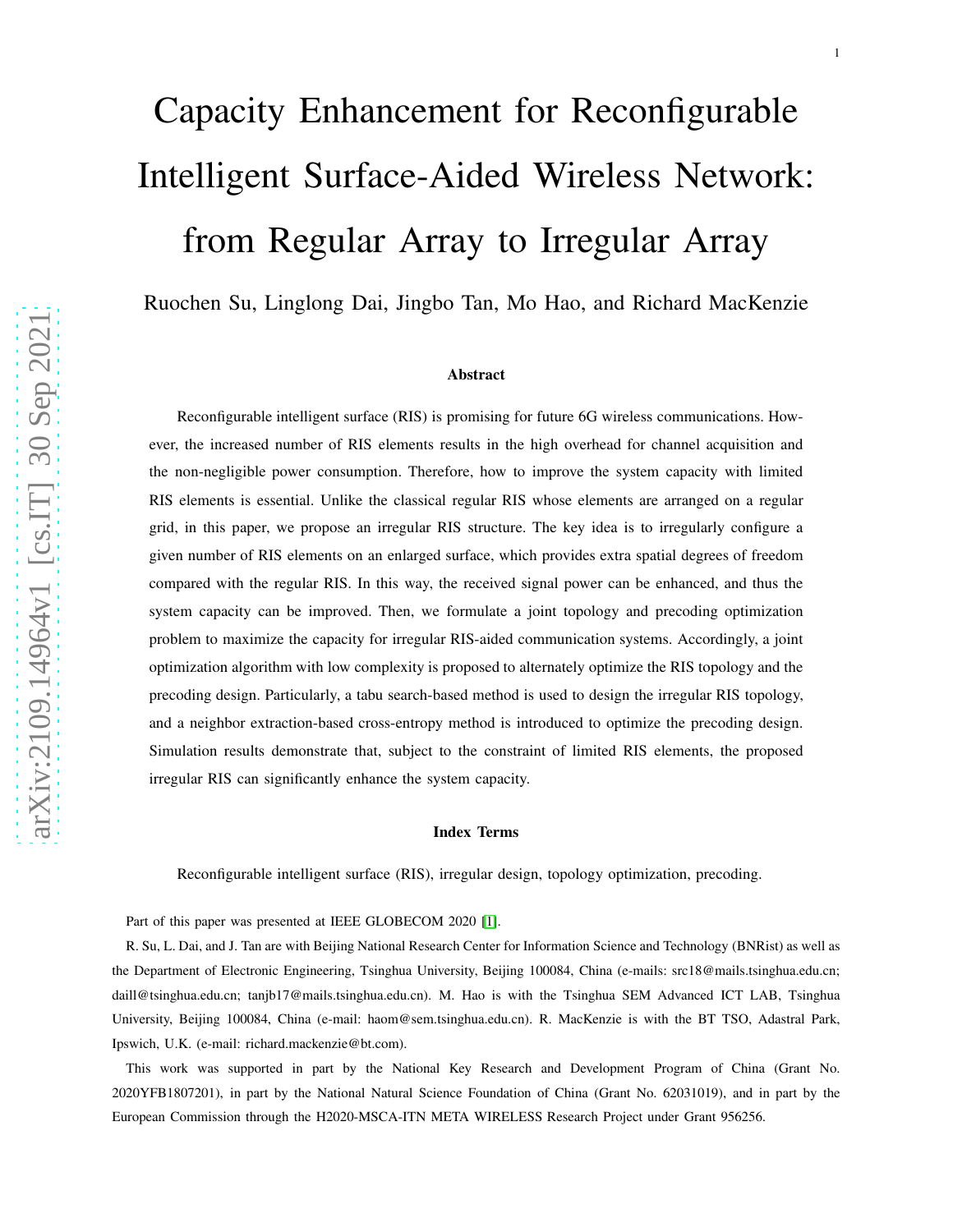# Capacity Enhancement for Reconfigurable Intelligent Surface-Aided Wireless Network: from Regular Array to Irregular Array

Ruochen Su, Linglong Dai, Jingbo Tan, Mo Hao, and Richard MacKenzie

## Abstract

Reconfigurable intelligent surface (RIS) is promising for future 6G wireless communications. However, the increased number of RIS elements results in the high overhead for channel acquisition and the non-negligible power consumption. Therefore, how to improve the system capacity with limited RIS elements is essential. Unlike the classical regular RIS whose elements are arranged on a regular grid, in this paper, we propose an irregular RIS structure. The key idea is to irregularly configure a given number of RIS elements on an enlarged surface, which provides extra spatial degrees of freedom compared with the regular RIS. In this way, the received signal power can be enhanced, and thus the system capacity can be improved. Then, we formulate a joint topology and precoding optimization problem to maximize the capacity for irregular RIS-aided communication systems. Accordingly, a joint optimization algorithm with low complexity is proposed to alternately optimize the RIS topology and the precoding design. Particularly, a tabu search-based method is used to design the irregular RIS topology, and a neighbor extraction-based cross-entropy method is introduced to optimize the precoding design. Simulation results demonstrate that, subject to the constraint of limited RIS elements, the proposed irregular RIS can significantly enhance the system capacity.

## Index Terms

Reconfigurable intelligent surface (RIS), irregular design, topology optimization, precoding.

Part of this paper was presented at IEEE GLOBECOM 2020 [1].

R. Su, L. Dai, and J. Tan are with Beijing National Research Center for Information Science and Technology (BNRist) as well as the Department of Electronic Engineering, Tsinghua University, Beijing 100084, China (e-mails: src18@mails.tsinghua.edu.cn; daill@tsinghua.edu.cn; tanjb17@mails.tsinghua.edu.cn). M. Hao is with the Tsinghua SEM Advanced ICT LAB, Tsinghua University, Beijing 100084, China (e-mail: haom@sem.tsinghua.edu.cn). R. MacKenzie is with the BT TSO, Adastral Park, Ipswich, U.K. (e-mail: richard.mackenzie@bt.com).

This work was supported in part by the National Key Research and Development Program of China (Grant No. 2020YFB1807201), in part by the National Natural Science Foundation of China (Grant No. 62031019), and in part by the European Commission through the H2020-MSCA-ITN META WIRELESS Research Project under Grant 956256.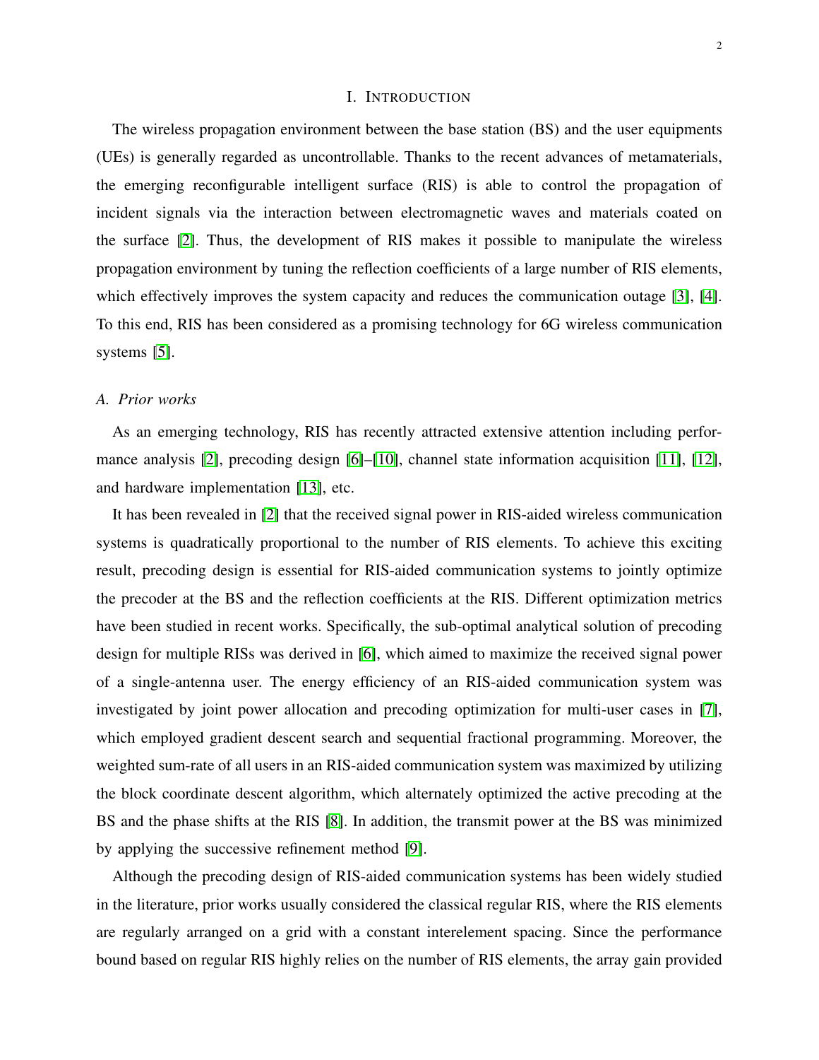# I. Introduction

The wireless propagation environment between the base station (BS) and the user equipments (UEs) is generally regarded as uncontrollable. Thanks to the recent advances of metamaterials, the emerging reconfigurable intelligent surface (RIS) is able to control the propagation of incident signals via the interaction between electromagnetic waves and materials coated on the surface [2]. Thus, the development of RIS makes it possible to manipulate the wireless propagation environment by tuning the reflection coefficients of a large number of RIS elements, which effectively improves the system capacity and reduces the communication outage [3], [4]. To this end, RIS has been considered as a promising technology for 6G wireless communication systems [5].

## *A. Prior works*

As an emerging technology, RIS has recently attracted extensive attention including performance analysis [2], precoding design [6]–[10], channel state information acquisition [11], [12], and hardware implementation [13], etc.

It has been revealed in [2] that the received signal power in RIS-aided wireless communication systems is quadratically proportional to the number of RIS elements. To achieve this exciting result, precoding design is essential for RIS-aided communication systems to jointly optimize the precoder at the BS and the reflection coefficients at the RIS. Different optimization metrics have been studied in recent works. Specifically, the sub-optimal analytical solution of precoding design for multiple RISs was derived in [6], which aimed to maximize the received signal power of a single-antenna user. The energy efficiency of an RIS-aided communication system was investigated by joint power allocation and precoding optimization for multi-user cases in [7], which employed gradient descent search and sequential fractional programming. Moreover, the weighted sum-rate of all users in an RIS-aided communication system was maximized by utilizing the block coordinate descent algorithm, which alternately optimized the active precoding at the BS and the phase shifts at the RIS [8]. In addition, the transmit power at the BS was minimized by applying the successive refinement method [9].

Although the precoding design of RIS-aided communication systems has been widely studied in the literature, prior works usually considered the classical regular RIS, where the RIS elements are regularly arranged on a grid with a constant interelement spacing. Since the performance bound based on regular RIS highly relies on the number of RIS elements, the array gain provided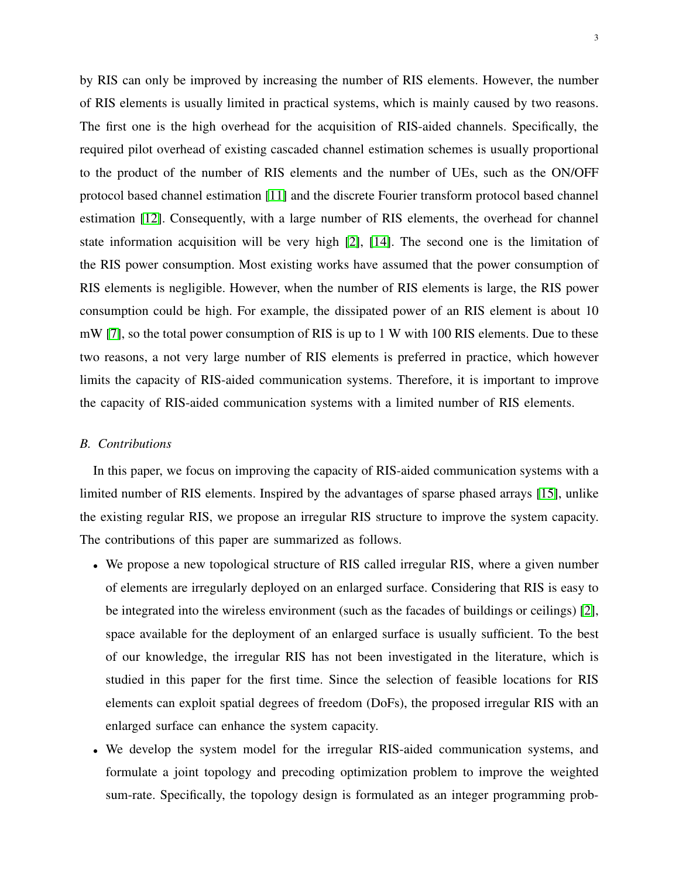by RIS can only be improved by increasing the number of RIS elements. However, the number of RIS elements is usually limited in practical systems, which is mainly caused by two reasons. The first one is the high overhead for the acquisition of RIS-aided channels. Specifically, the required pilot overhead of existing cascaded channel estimation schemes is usually proportional to the product of the number of RIS elements and the number of UEs, such as the ON/OFF protocol based channel estimation [11] and the discrete Fourier transform protocol based channel estimation [12]. Consequently, with a large number of RIS elements, the overhead for channel state information acquisition will be very high [2], [14]. The second one is the limitation of the RIS power consumption. Most existing works have assumed that the power consumption of RIS elements is negligible. However, when the number of RIS elements is large, the RIS power consumption could be high. For example, the dissipated power of an RIS element is about 10 mW [7], so the total power consumption of RIS is up to 1 W with 100 RIS elements. Due to these two reasons, a not very large number of RIS elements is preferred in practice, which however limits the capacity of RIS-aided communication systems. Therefore, it is important to improve the capacity of RIS-aided communication systems with a limited number of RIS elements.

### *B. Contributions*

In this paper, we focus on improving the capacity of RIS-aided communication systems with a limited number of RIS elements. Inspired by the advantages of sparse phased arrays [15], unlike the existing regular RIS, we propose an irregular RIS structure to improve the system capacity. The contributions of this paper are summarized as follows.

- We propose a new topological structure of RIS called irregular RIS, where a given number of elements are irregularly deployed on an enlarged surface. Considering that RIS is easy to be integrated into the wireless environment (such as the facades of buildings or ceilings) [2], space available for the deployment of an enlarged surface is usually sufficient. To the best of our knowledge, the irregular RIS has not been investigated in the literature, which is studied in this paper for the first time. Since the selection of feasible locations for RIS elements can exploit spatial degrees of freedom (DoFs), the proposed irregular RIS with an enlarged surface can enhance the system capacity.
- We develop the system model for the irregular RIS-aided communication systems, and formulate a joint topology and precoding optimization problem to improve the weighted sum-rate. Specifically, the topology design is formulated as an integer programming prob-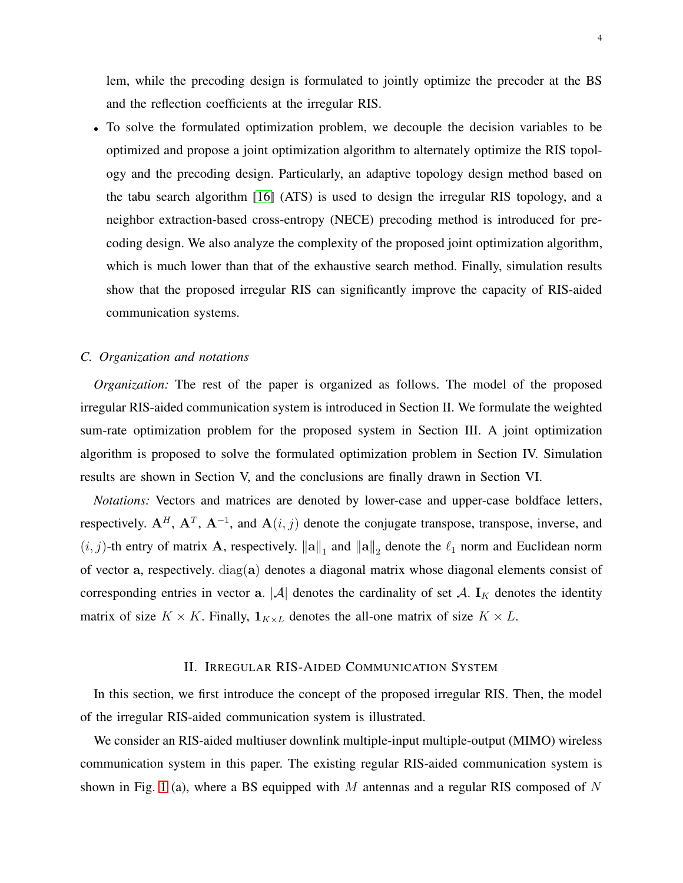lem, while the precoding design is formulated to jointly optimize the precoder at the BS and the reflection coefficients at the irregular RIS.

- To solve the formulated optimization problem, we decouple the decision variables to be optimized and propose a joint optimization algorithm to alternately optimize the RIS topology and the precoding design. Particularly, an adaptive topology design method based on the tabu search algorithm [16] (ATS) is used to design the irregular RIS topology, and a neighbor extraction-based cross-entropy (NECE) precoding method is introduced for precoding design. We also analyze the complexity of the proposed joint optimization algorithm, which is much lower than that of the exhaustive search method. Finally, simulation results show that the proposed irregular RIS can significantly improve the capacity of RIS-aided communication systems.

### C. Organization and notations

*Organization:* The rest of the paper is organized as follows. The model of the proposed irregular RIS-aided communication system is introduced in Section II. We formulate the weighted sum-rate optimization problem for the proposed system in Section III. A joint optimization algorithm is proposed to solve the formulated optimization problem in Section IV. Simulation results are shown in Section V, and the conclusions are finally drawn in Section VI.

*Notations:* Vectors and matrices are denoted by lower-case and upper-case boldface letters, respectively. $\mathbf{A}^H$, $\mathbf{A}^T$, $\mathbf{A}^{-1}$, and $\mathbf{A}(i,j)$ denote the conjugate transpose, transpose, inverse, and $(i,j)$-th entry of matrix $\mathbf{A}$, respectively. $\|\mathbf{a}\|_1$ and $\|\mathbf{a}\|_2$ denote the $\ell_1$ norm and Euclidean norm of vector $\mathbf{a}$, respectively. $\mathrm{diag}(\mathbf{a})$ denotes a diagonal matrix whose diagonal elements consist of corresponding entries in vector $\mathbf{a}$. $|\mathcal{A}|$ denotes the cardinality of set $\mathcal{A}$. $\mathbf{I}_K$ denotes the identity matrix of size $K \times K$. Finally, $\mathbf{1}_{K \times L}$ denotes the all-one matrix of size $K \times L$.

## II. Irregular RIS-Aided Communication System

In this section, we first introduce the concept of the proposed irregular RIS. Then, the model of the irregular RIS-aided communication system is illustrated.

We consider an RIS-aided multiuser downlink multiple-input multiple-output (MIMO) wireless communication system in this paper. The existing regular RIS-aided communication system is shown in Fig. 1 (a), where a BS equipped with $M$ antennas and a regular RIS composed of $N$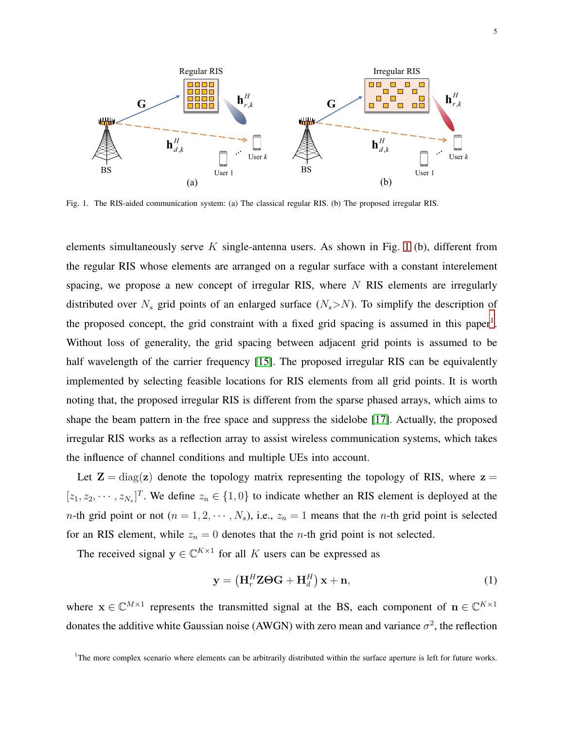Fig. 1. The RIS-aided communication system: (a) The classical regular RIS. (b) The proposed irregular RIS.

elements simultaneously serve $K$ single-antenna users. As shown in Fig. 1 (b), different from the regular RIS whose elements are arranged on a regular surface with a constant interelement spacing, we propose a new concept of irregular RIS, where $N$ RIS elements are irregularly distributed over $N_s$ grid points of an enlarged surface ($N_s > N$). To simplify the description of the proposed concept, the grid constraint with a fixed grid spacing is assumed in this paper[1]. Without loss of generality, the grid spacing between adjacent grid points is assumed to be half wavelength of the carrier frequency [15]. The proposed irregular RIS can be equivalently implemented by selecting feasible locations for RIS elements from all grid points. It is worth noting that, the proposed irregular RIS is different from the sparse phased arrays, which aims to shape the beam pattern in the free space and suppress the sidelobe [17]. Actually, the proposed irregular RIS works as a reflection array to assist wireless communication systems, which takes the influence of channel conditions and multiple UEs into account.

Let $\mathbf{Z} = \mathrm{diag}(\mathbf{z})$ denote the topology matrix representing the topology of RIS, where $\mathbf{z} = [z_1, z_2, \cdots, z_{N_s}]^T$. We define $z_n \in \{1, 0\}$ to indicate whether an RIS element is deployed at the $n$-th grid point or not ($n = 1, 2, \cdots, N_s$), i.e., $z_n = 1$ means that the $n$-th grid point is selected for an RIS element, while $z_n = 0$ denotes that the $n$-th grid point is not selected.

The received signal $\mathbf{y} \in \mathbb{C}^{K \times 1}$ for all $K$ users can be expressed as

$$\mathbf{y} = \left(\mathbf{H}_r^H \mathbf{Z} \boldsymbol{\Theta} \mathbf{G} + \mathbf{H}_d^H\right) \mathbf{x} + \mathbf{n}, \tag{1}$$

where $\mathbf{x} \in \mathbb{C}^{M \times 1}$ represents the transmitted signal at the BS, each component of $\mathbf{n} \in \mathbb{C}^{K \times 1}$ donates the additive white Gaussian noise (AWGN) with zero mean and variance $\sigma^2$, the reflection

[1]The more complex scenario where elements can be arbitrarily distributed within the surface aperture is left for future works.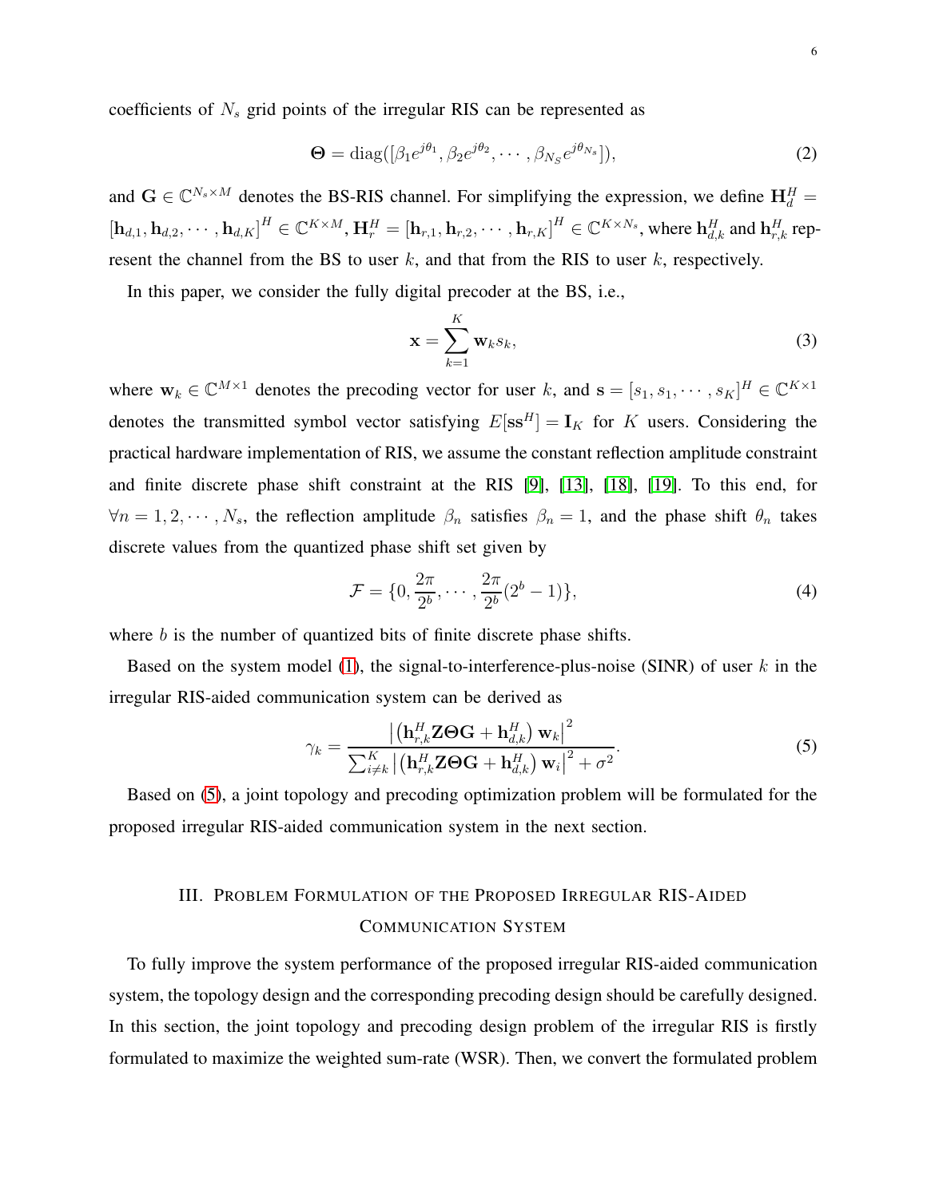coefficients of $N_s$ grid points of the irregular RIS can be represented as

$$\mathbf{\Theta} = \mathrm{diag}([\beta_1 e^{j\theta_1}, \beta_2 e^{j\theta_2}, \cdots, \beta_{N_S} e^{j\theta_{N_s}}]), \tag{2}$$

and $\mathbf{G} \in \mathbb{C}^{N_s \times M}$ denotes the BS-RIS channel. For simplifying the expression, we define $\mathbf{H}_d^H = [\mathbf{h}_{d,1}, \mathbf{h}_{d,2}, \cdots, \mathbf{h}_{d,K}]^H \in \mathbb{C}^{K \times M}$, $\mathbf{H}_r^H = [\mathbf{h}_{r,1}, \mathbf{h}_{r,2}, \cdots, \mathbf{h}_{r,K}]^H \in \mathbb{C}^{K \times N_s}$, where $\mathbf{h}_{d,k}^H$ and $\mathbf{h}_{r,k}^H$ represent the channel from the BS to user $k$, and that from the RIS to user $k$, respectively.

In this paper, we consider the fully digital precoder at the BS, i.e.,

$$\mathbf{x} = \sum_{k=1}^{K} \mathbf{w}_k s_k, \tag{3}$$

where $\mathbf{w}_k \in \mathbb{C}^{M \times 1}$ denotes the precoding vector for user $k$, and $\mathbf{s} = [s_1, s_1, \cdots, s_K]^H \in \mathbb{C}^{K \times 1}$ denotes the transmitted symbol vector satisfying $E[\mathbf{s}\mathbf{s}^H] = \mathbf{I}_K$ for $K$ users. Considering the practical hardware implementation of RIS, we assume the constant reflection amplitude constraint and finite discrete phase shift constraint at the RIS [9], [13], [18], [19]. To this end, for $\forall n = 1, 2, \cdots, N_s$, the reflection amplitude $\beta_n$ satisfies $\beta_n = 1$, and the phase shift $\theta_n$ takes discrete values from the quantized phase shift set given by

$$\mathcal{F} = \{0, \frac{2\pi}{2^b}, \cdots, \frac{2\pi}{2^b}(2^b - 1)\}, \tag{4}$$

where $b$ is the number of quantized bits of finite discrete phase shifts.

Based on the system model (1), the signal-to-interference-plus-noise (SINR) of user $k$ in the irregular RIS-aided communication system can be derived as

$$\gamma_k = \frac{\left|\left(\mathbf{h}_{r,k}^H \mathbf{Z} \mathbf{\Theta} \mathbf{G} + \mathbf{h}_{d,k}^H\right) \mathbf{w}_k\right|^2}{\sum_{i \neq k}^{K} \left|\left(\mathbf{h}_{r,k}^H \mathbf{Z} \mathbf{\Theta} \mathbf{G} + \mathbf{h}_{d,k}^H\right) \mathbf{w}_i\right|^2 + \sigma^2}. \tag{5}$$

Based on (5), a joint topology and precoding optimization problem will be formulated for the proposed irregular RIS-aided communication system in the next section.

## III. Problem Formulation of the Proposed Irregular RIS-Aided Communication System

To fully improve the system performance of the proposed irregular RIS-aided communication system, the topology design and the corresponding precoding design should be carefully designed. In this section, the joint topology and precoding design problem of the irregular RIS is firstly formulated to maximize the weighted sum-rate (WSR). Then, we convert the formulated problem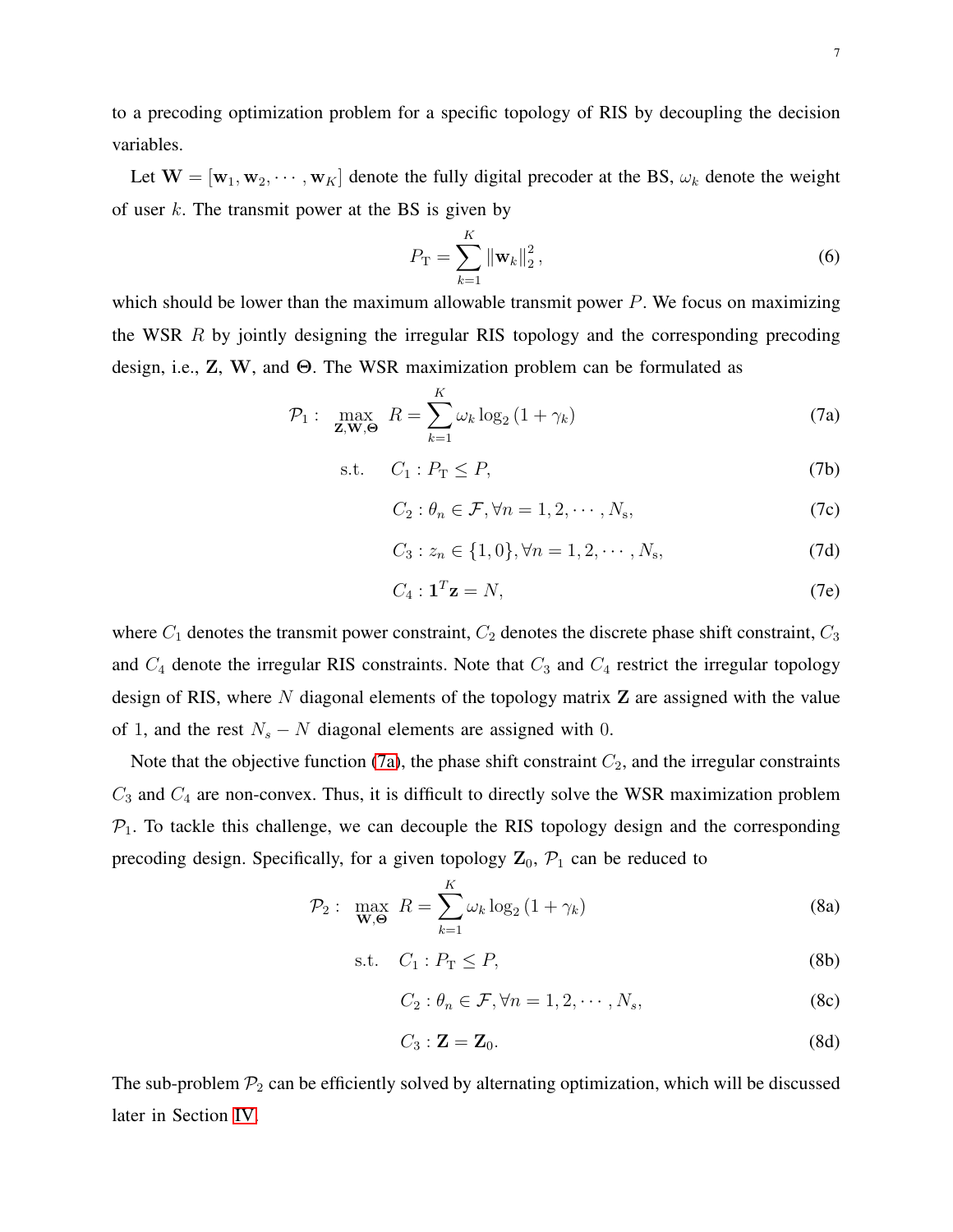to a precoding optimization problem for a specific topology of RIS by decoupling the decision variables.

Let $\mathbf{W} = [\mathbf{w}_1, \mathbf{w}_2, \cdots, \mathbf{w}_K]$ denote the fully digital precoder at the BS, $\omega_k$ denote the weight of user $k$. The transmit power at the BS is given by

$$P_{\mathrm{T}} = \sum_{k=1}^{K} \|\mathbf{w}_k\|_2^2, \tag{6}$$

which should be lower than the maximum allowable transmit power $P$. We focus on maximizing the WSR $R$ by jointly designing the irregular RIS topology and the corresponding precoding design, i.e., $\mathbf{Z}$, $\mathbf{W}$, and $\boldsymbol{\Theta}$. The WSR maximization problem can be formulated as

$$\mathcal{P}_1: \max_{\mathbf{Z},\mathbf{W},\boldsymbol{\Theta}} \; R = \sum_{k=1}^{K} \omega_k \log_2(1+\gamma_k) \tag{7a}$$

$$\text{s.t.} \quad C_1: P_{\mathrm{T}} \le P, \tag{7b}$$

$$C_2: \theta_n \in \mathcal{F}, \forall n = 1, 2, \cdots, N_{\mathrm{s}}, \tag{7c}$$

$$C_3: z_n \in \{1, 0\}, \forall n = 1, 2, \cdots, N_{\mathrm{s}}, \tag{7d}$$

$$C_4: \mathbf{1}^T \mathbf{z} = N, \tag{7e}$$

where $C_1$ denotes the transmit power constraint, $C_2$ denotes the discrete phase shift constraint, $C_3$ and $C_4$ denote the irregular RIS constraints. Note that $C_3$ and $C_4$ restrict the irregular topology design of RIS, where $N$ diagonal elements of the topology matrix $\mathbf{Z}$ are assigned with the value of 1, and the rest $N_s - N$ diagonal elements are assigned with 0.

Note that the objective function (7a), the phase shift constraint $C_2$, and the irregular constraints $C_3$ and $C_4$ are non-convex. Thus, it is difficult to directly solve the WSR maximization problem $\mathcal{P}_1$. To tackle this challenge, we can decouple the RIS topology design and the corresponding precoding design. Specifically, for a given topology $\mathbf{Z}_0$, $\mathcal{P}_1$ can be reduced to

$$\mathcal{P}_2: \max_{\mathbf{W},\boldsymbol{\Theta}} \; R = \sum_{k=1}^{K} \omega_k \log_2(1+\gamma_k) \tag{8a}$$

$$\text{s.t.} \quad C_1: P_{\mathrm{T}} \le P, \tag{8b}$$

$$C_2: \theta_n \in \mathcal{F}, \forall n = 1, 2, \cdots, N_s, \tag{8c}$$

$$C_3: \mathbf{Z} = \mathbf{Z}_0. \tag{8d}$$

The sub-problem $\mathcal{P}_2$ can be efficiently solved by alternating optimization, which will be discussed later in Section IV.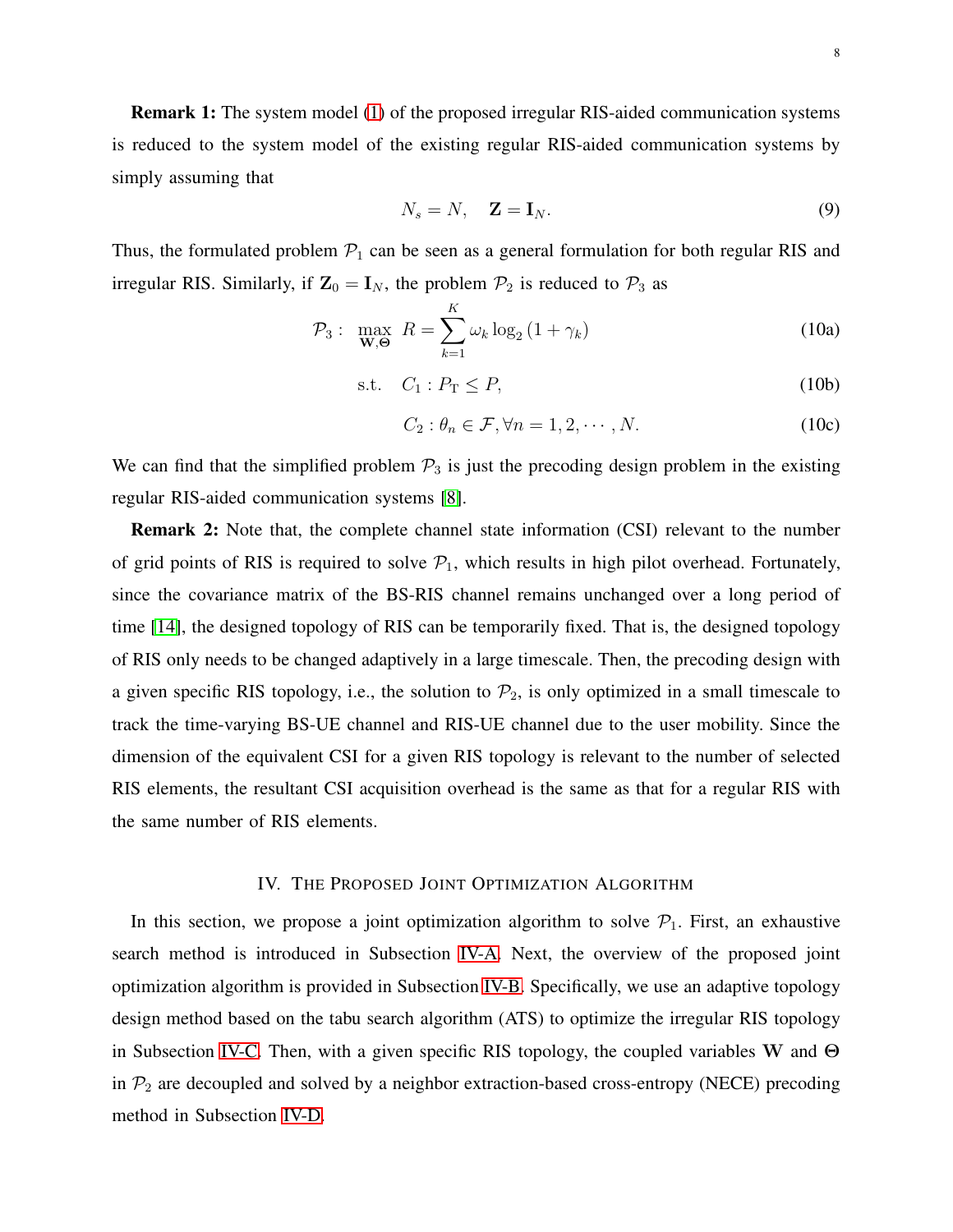**Remark 1:** The system model (1) of the proposed irregular RIS-aided communication systems is reduced to the system model of the existing regular RIS-aided communication systems by simply assuming that

$$N_s = N, \quad \mathbf{Z} = \mathbf{I}_N. \tag{9}$$

Thus, the formulated problem $\mathcal{P}_1$ can be seen as a general formulation for both regular RIS and irregular RIS. Similarly, if $\mathbf{Z}_0 = \mathbf{I}_N$, the problem $\mathcal{P}_2$ is reduced to $\mathcal{P}_3$ as

$$\mathcal{P}_3: \max_{\mathbf{W},\boldsymbol{\Theta}} \; R = \sum_{k=1}^{K} \omega_k \log_2(1+\gamma_k) \tag{10a}$$

$$\text{s.t.} \quad C_1: P_{\mathrm{T}} \leq P, \tag{10b}$$

$$C_2: \theta_n \in \mathcal{F}, \forall n = 1, 2, \cdots, N. \tag{10c}$$

We can find that the simplified problem $\mathcal{P}_3$ is just the precoding design problem in the existing regular RIS-aided communication systems [8].

**Remark 2:** Note that, the complete channel state information (CSI) relevant to the number of grid points of RIS is required to solve $\mathcal{P}_1$, which results in high pilot overhead. Fortunately, since the covariance matrix of the BS-RIS channel remains unchanged over a long period of time [14], the designed topology of RIS can be temporarily fixed. That is, the designed topology of RIS only needs to be changed adaptively in a large timescale. Then, the precoding design with a given specific RIS topology, i.e., the solution to $\mathcal{P}_2$, is only optimized in a small timescale to track the time-varying BS-UE channel and RIS-UE channel due to the user mobility. Since the dimension of the equivalent CSI for a given RIS topology is relevant to the number of selected RIS elements, the resultant CSI acquisition overhead is the same as that for a regular RIS with the same number of RIS elements.

## IV. The Proposed Joint Optimization Algorithm

In this section, we propose a joint optimization algorithm to solve $\mathcal{P}_1$. First, an exhaustive search method is introduced in Subsection IV-A. Next, the overview of the proposed joint optimization algorithm is provided in Subsection IV-B. Specifically, we use an adaptive topology design method based on the tabu search algorithm (ATS) to optimize the irregular RIS topology in Subsection IV-C. Then, with a given specific RIS topology, the coupled variables $\mathbf{W}$ and $\boldsymbol{\Theta}$ in $\mathcal{P}_2$ are decoupled and solved by a neighbor extraction-based cross-entropy (NECE) precoding method in Subsection IV-D.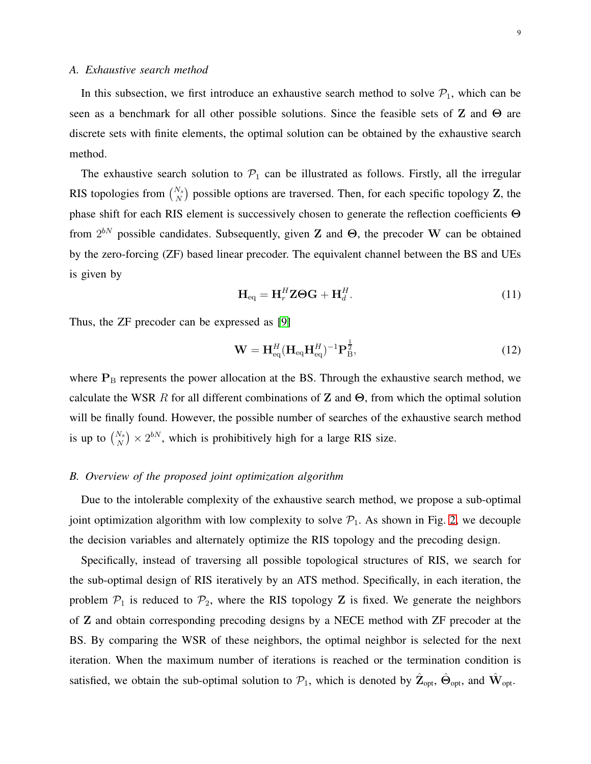### A. Exhaustive search method

In this subsection, we first introduce an exhaustive search method to solve $\mathcal{P}_1$, which can be seen as a benchmark for all other possible solutions. Since the feasible sets of $\mathbf{Z}$ and $\mathbf{\Theta}$ are discrete sets with finite elements, the optimal solution can be obtained by the exhaustive search method.

The exhaustive search solution to $\mathcal{P}_1$ can be illustrated as follows. Firstly, all the irregular RIS topologies from $\binom{N_s}{N}$ possible options are traversed. Then, for each specific topology $\mathbf{Z}$, the phase shift for each RIS element is successively chosen to generate the reflection coefficients $\mathbf{\Theta}$ from $2^{bN}$ possible candidates. Subsequently, given $\mathbf{Z}$ and $\mathbf{\Theta}$, the precoder $\mathbf{W}$ can be obtained by the zero-forcing (ZF) based linear precoder. The equivalent channel between the BS and UEs is given by

$$\mathbf{H}_{\text{eq}} = \mathbf{H}_r^H \mathbf{Z} \mathbf{\Theta} \mathbf{G} + \mathbf{H}_d^H. \tag{11}$$

Thus, the ZF precoder can be expressed as [9]

$$\mathbf{W} = \mathbf{H}_{\text{eq}}^H (\mathbf{H}_{\text{eq}} \mathbf{H}_{\text{eq}}^H)^{-1} \mathbf{P}_{\text{B}}^{\frac{1}{2}}, \tag{12}$$

where $\mathbf{P}_{\text{B}}$ represents the power allocation at the BS. Through the exhaustive search method, we calculate the WSR $R$ for all different combinations of $\mathbf{Z}$ and $\mathbf{\Theta}$, from which the optimal solution will be finally found. However, the possible number of searches of the exhaustive search method is up to $\binom{N_s}{N} \times 2^{bN}$, which is prohibitively high for a large RIS size.

### B. Overview of the proposed joint optimization algorithm

Due to the intolerable complexity of the exhaustive search method, we propose a sub-optimal joint optimization algorithm with low complexity to solve $\mathcal{P}_1$. As shown in Fig. 2, we decouple the decision variables and alternately optimize the RIS topology and the precoding design.

Specifically, instead of traversing all possible topological structures of RIS, we search for the sub-optimal design of RIS iteratively by an ATS method. Specifically, in each iteration, the problem $\mathcal{P}_1$ is reduced to $\mathcal{P}_2$, where the RIS topology $\mathbf{Z}$ is fixed. We generate the neighbors of $\mathbf{Z}$ and obtain corresponding precoding designs by a NECE method with ZF precoder at the BS. By comparing the WSR of these neighbors, the optimal neighbor is selected for the next iteration. When the maximum number of iterations is reached or the termination condition is satisfied, we obtain the sub-optimal solution to $\mathcal{P}_1$, which is denoted by $\hat{\mathbf{Z}}_{\text{opt}}$, $\hat{\mathbf{\Theta}}_{\text{opt}}$, and $\hat{\mathbf{W}}_{\text{opt}}$.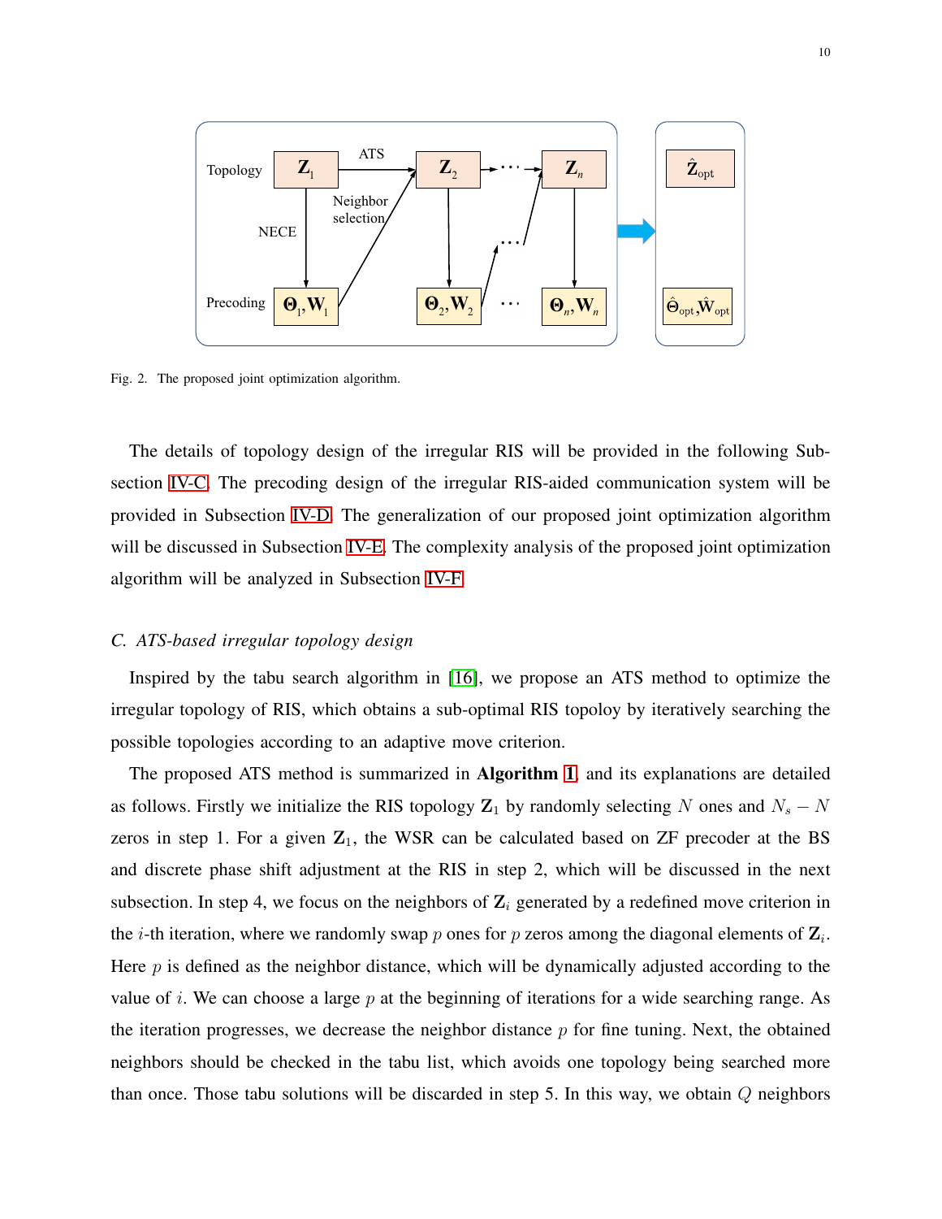Fig. 2. The proposed joint optimization algorithm.

The details of topology design of the irregular RIS will be provided in the following Subsection IV-C. The precoding design of the irregular RIS-aided communication system will be provided in Subsection IV-D. The generalization of our proposed joint optimization algorithm will be discussed in Subsection IV-E. The complexity analysis of the proposed joint optimization algorithm will be analyzed in Subsection IV-F.

### *C. ATS-based irregular topology design*

Inspired by the tabu search algorithm in [16], we propose an ATS method to optimize the irregular topology of RIS, which obtains a sub-optimal RIS topoloy by iteratively searching the possible topologies according to an adaptive move criterion.

The proposed ATS method is summarized in **Algorithm 1**, and its explanations are detailed as follows. Firstly we initialize the RIS topology $\mathbf{Z}_1$ by randomly selecting $N$ ones and $N_s - N$ zeros in step 1. For a given $\mathbf{Z}_1$, the WSR can be calculated based on ZF precoder at the BS and discrete phase shift adjustment at the RIS in step 2, which will be discussed in the next subsection. In step 4, we focus on the neighbors of $\mathbf{Z}_i$ generated by a redefined move criterion in the $i$-th iteration, where we randomly swap $p$ ones for $p$ zeros among the diagonal elements of $\mathbf{Z}_i$. Here $p$ is defined as the neighbor distance, which will be dynamically adjusted according to the value of $i$. We can choose a large $p$ at the beginning of iterations for a wide searching range. As the iteration progresses, we decrease the neighbor distance $p$ for fine tuning. Next, the obtained neighbors should be checked in the tabu list, which avoids one topology being searched more than once. Those tabu solutions will be discarded in step 5. In this way, we obtain $Q$ neighbors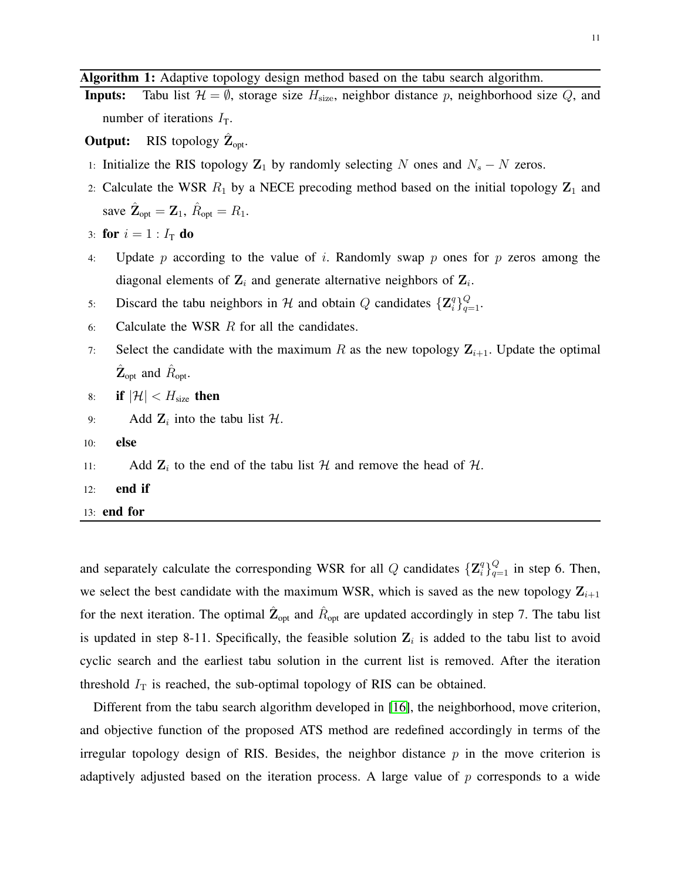**Algorithm 1:** Adaptive topology design method based on the tabu search algorithm.

**Inputs:** Tabu list $\mathcal{H} = \emptyset$, storage size $H_{\text{size}}$, neighbor distance $p$, neighborhood size $Q$, and number of iterations $I_{\text{T}}$.

**Output:** RIS topology $\hat{\mathbf{Z}}_{\text{opt}}$.

1: Initialize the RIS topology $\mathbf{Z}_1$ by randomly selecting $N$ ones and $N_s - N$ zeros.
2: Calculate the WSR $R_1$ by a NECE precoding method based on the initial topology $\mathbf{Z}_1$ and save $\hat{\mathbf{Z}}_{\text{opt}} = \mathbf{Z}_1$, $\hat{R}_{\text{opt}} = R_1$.
3: **for** $i = 1 : I_{\text{T}}$ **do**
4: Update $p$ according to the value of $i$. Randomly swap $p$ ones for $p$ zeros among the diagonal elements of $\mathbf{Z}_i$ and generate alternative neighbors of $\mathbf{Z}_i$.
5: Discard the tabu neighbors in $\mathcal{H}$ and obtain $Q$ candidates $\{\mathbf{Z}_i^q\}_{q=1}^{Q}$.
6: Calculate the WSR $R$ for all the candidates.
7: Select the candidate with the maximum $R$ as the new topology $\mathbf{Z}_{i+1}$. Update the optimal $\hat{\mathbf{Z}}_{\text{opt}}$ and $\hat{R}_{\text{opt}}$.
8: **if** $|\mathcal{H}| < H_{\text{size}}$ **then**
9: Add $\mathbf{Z}_i$ into the tabu list $\mathcal{H}$.
10: **else**
11: Add $\mathbf{Z}_i$ to the end of the tabu list $\mathcal{H}$ and remove the head of $\mathcal{H}$.
12: **end if**
13: **end for**

and separately calculate the corresponding WSR for all $Q$ candidates $\{\mathbf{Z}_i^q\}_{q=1}^{Q}$ in step 6. Then, we select the best candidate with the maximum WSR, which is saved as the new topology $\mathbf{Z}_{i+1}$ for the next iteration. The optimal $\hat{\mathbf{Z}}_{\text{opt}}$ and $\hat{R}_{\text{opt}}$ are updated accordingly in step 7. The tabu list is updated in step 8-11. Specifically, the feasible solution $\mathbf{Z}_i$ is added to the tabu list to avoid cyclic search and the earliest tabu solution in the current list is removed. After the iteration threshold $I_{\text{T}}$ is reached, the sub-optimal topology of RIS can be obtained.

Different from the tabu search algorithm developed in [16], the neighborhood, move criterion, and objective function of the proposed ATS method are redefined accordingly in terms of the irregular topology design of RIS. Besides, the neighbor distance $p$ in the move criterion is adaptively adjusted based on the iteration process. A large value of $p$ corresponds to a wide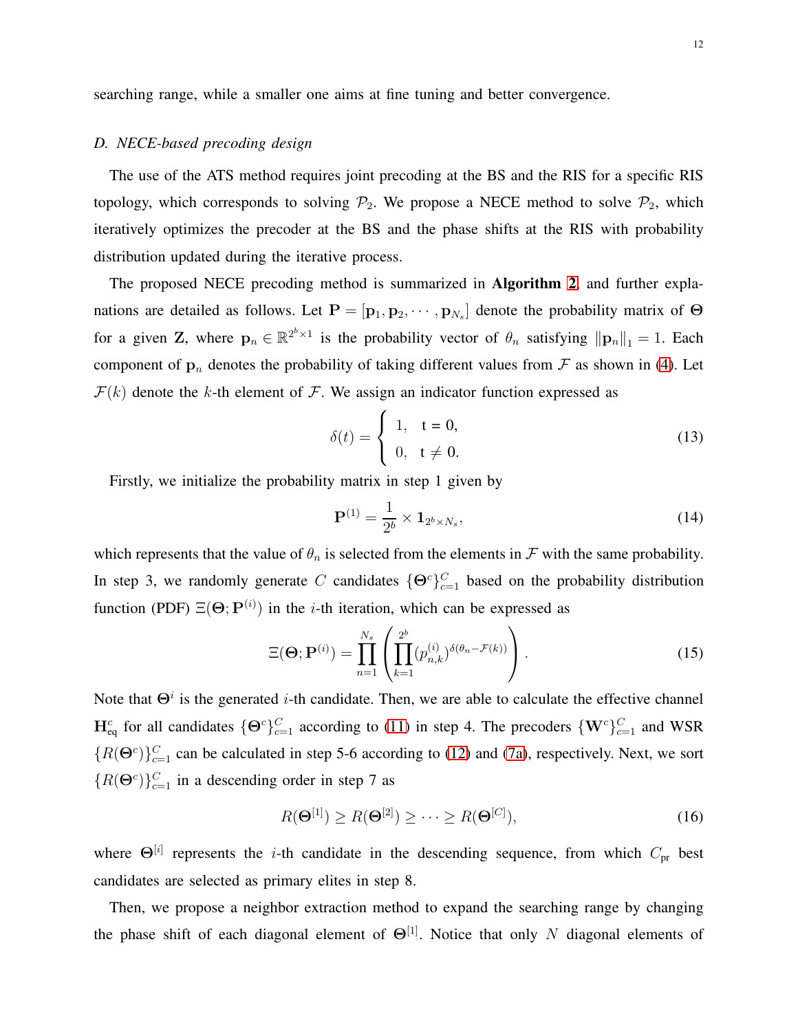searching range, while a smaller one aims at fine tuning and better convergence.

### *D. NECE-based precoding design*

The use of the ATS method requires joint precoding at the BS and the RIS for a specific RIS topology, which corresponds to solving $\mathcal{P}_2$. We propose a NECE method to solve $\mathcal{P}_2$, which iteratively optimizes the precoder at the BS and the phase shifts at the RIS with probability distribution updated during the iterative process.

The proposed NECE precoding method is summarized in **Algorithm 2**, and further explanations are detailed as follows. Let $\mathbf{P} = [\mathbf{p}_1, \mathbf{p}_2, \cdots, \mathbf{p}_{N_s}]$ denote the probability matrix of $\boldsymbol{\Theta}$ for a given $\mathbf{Z}$, where $\mathbf{p}_n \in \mathbb{R}^{2^b \times 1}$ is the probability vector of $\theta_n$ satisfying $\|\mathbf{p}_n\|_1 = 1$. Each component of $\mathbf{p}_n$ denotes the probability of taking different values from $\mathcal{F}$ as shown in (4). Let $\mathcal{F}(k)$ denote the $k$-th element of $\mathcal{F}$. We assign an indicator function expressed as

$$\delta(t) = \begin{cases} 1, & \text{t} = 0, \\ 0, & \text{t} \neq 0. \end{cases} \tag{13}$$

Firstly, we initialize the probability matrix in step 1 given by

$$\mathbf{P}^{(1)} = \frac{1}{2^b} \times \mathbf{1}_{2^b \times N_s}, \tag{14}$$

which represents that the value of $\theta_n$ is selected from the elements in $\mathcal{F}$ with the same probability. In step 3, we randomly generate $C$ candidates $\{\boldsymbol{\Theta}^c\}_{c=1}^C$ based on the probability distribution function (PDF) $\Xi(\boldsymbol{\Theta}; \mathbf{P}^{(i)})$ in the $i$-th iteration, which can be expressed as

$$\Xi(\boldsymbol{\Theta}; \mathbf{P}^{(i)}) = \prod_{n=1}^{N_s} \left( \prod_{k=1}^{2^b} (p_{n,k}^{(i)})^{\delta(\theta_n - \mathcal{F}(k))} \right). \tag{15}$$

Note that $\boldsymbol{\Theta}^i$ is the generated $i$-th candidate. Then, we are able to calculate the effective channel $\mathbf{H}_{\text{eq}}^c$ for all candidates $\{\boldsymbol{\Theta}^c\}_{c=1}^C$ according to (11) in step 4. The precoders $\{\mathbf{W}^c\}_{c=1}^C$ and WSR $\{R(\boldsymbol{\Theta}^c)\}_{c=1}^C$ can be calculated in step 5-6 according to (12) and (7a), respectively. Next, we sort $\{R(\boldsymbol{\Theta}^c)\}_{c=1}^C$ in a descending order in step 7 as

$$R(\boldsymbol{\Theta}^{[1]}) \geq R(\boldsymbol{\Theta}^{[2]}) \geq \cdots \geq R(\boldsymbol{\Theta}^{[C]}), \tag{16}$$

where $\boldsymbol{\Theta}^{[i]}$ represents the $i$-th candidate in the descending sequence, from which $C_{\text{pr}}$ best candidates are selected as primary elites in step 8.

Then, we propose a neighbor extraction method to expand the searching range by changing the phase shift of each diagonal element of $\boldsymbol{\Theta}^{[1]}$. Notice that only $N$ diagonal elements of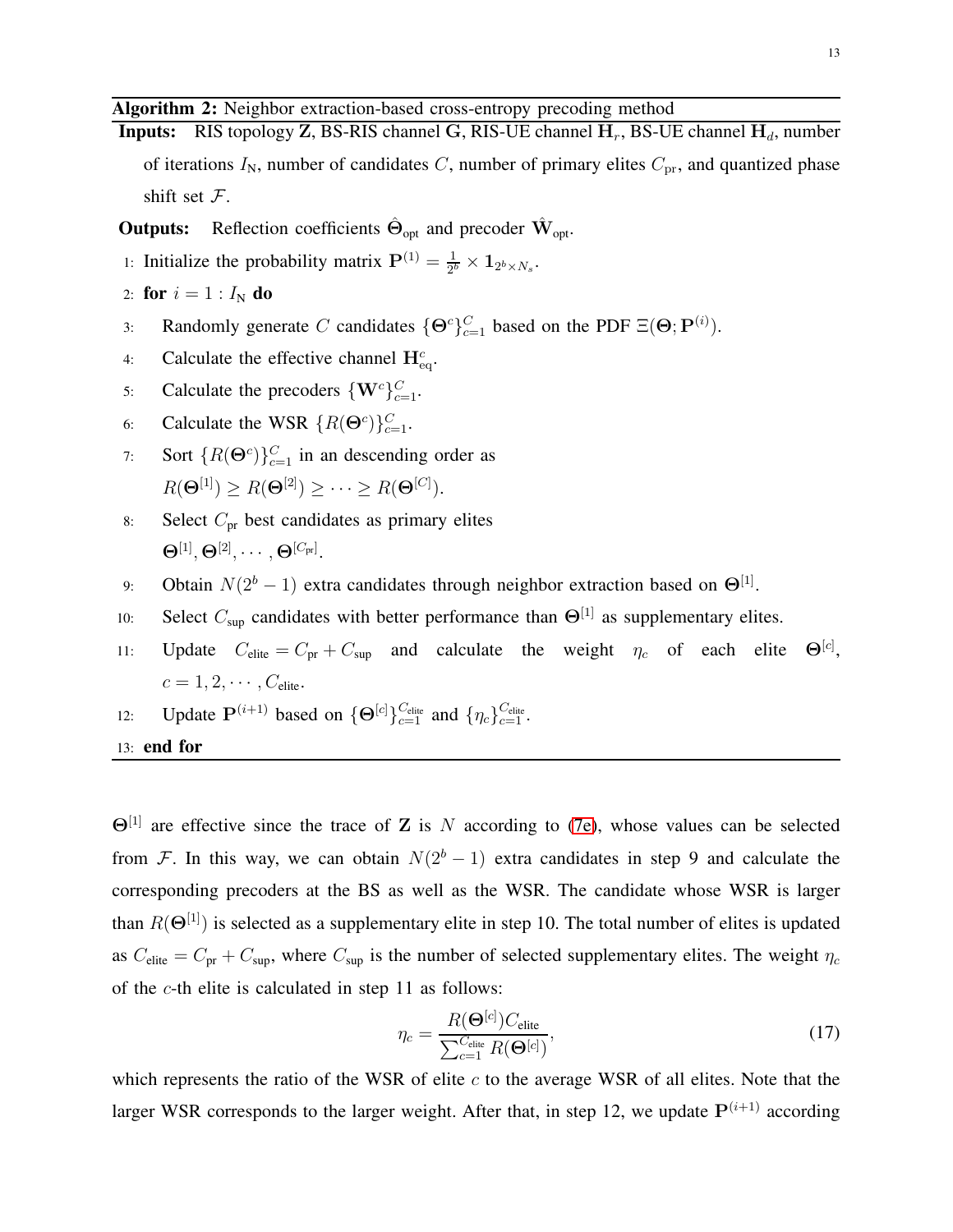**Algorithm 2:** Neighbor extraction-based cross-entropy precoding method

**Inputs:** RIS topology $\mathbf{Z}$, BS-RIS channel $\mathbf{G}$, RIS-UE channel $\mathbf{H}_r$, BS-UE channel $\mathbf{H}_d$, number of iterations $I_{\text{N}}$, number of candidates $C$, number of primary elites $C_{\text{pr}}$, and quantized phase shift set $\mathcal{F}$.

**Outputs:** Reflection coefficients $\hat{\mathbf{\Theta}}_{\text{opt}}$ and precoder $\hat{\mathbf{W}}_{\text{opt}}$.

1: Initialize the probability matrix $\mathbf{P}^{(1)} = \frac{1}{2^b} \times \mathbf{1}_{2^b \times N_s}$.
2: **for** $i = 1 : I_{\text{N}}$ **do**
3: Randomly generate $C$ candidates $\{\mathbf{\Theta}^c\}_{c=1}^{C}$ based on the PDF $\Xi(\mathbf{\Theta}; \mathbf{P}^{(i)})$.
4: Calculate the effective channel $\mathbf{H}_{\text{eq}}^c$.
5: Calculate the precoders $\{\mathbf{W}^c\}_{c=1}^{C}$.
6: Calculate the WSR $\{R(\mathbf{\Theta}^c)\}_{c=1}^{C}$.
7: Sort $\{R(\mathbf{\Theta}^c)\}_{c=1}^{C}$ in an descending order as $R(\mathbf{\Theta}^{[1]}) \geq R(\mathbf{\Theta}^{[2]}) \geq \cdots \geq R(\mathbf{\Theta}^{[C]})$.
8: Select $C_{\text{pr}}$ best candidates as primary elites $\mathbf{\Theta}^{[1]}, \mathbf{\Theta}^{[2]}, \cdots, \mathbf{\Theta}^{[C_{\text{pr}}]}$.
9: Obtain $N(2^b - 1)$ extra candidates through neighbor extraction based on $\mathbf{\Theta}^{[1]}$.
10: Select $C_{\text{sup}}$ candidates with better performance than $\mathbf{\Theta}^{[1]}$ as supplementary elites.
11: Update $C_{\text{elite}} = C_{\text{pr}} + C_{\text{sup}}$ and calculate the weight $\eta_c$ of each elite $\mathbf{\Theta}^{[c]}$, $c = 1, 2, \cdots, C_{\text{elite}}$.
12: Update $\mathbf{P}^{(i+1)}$ based on $\{\mathbf{\Theta}^{[c]}\}_{c=1}^{C_{\text{elite}}}$ and $\{\eta_c\}_{c=1}^{C_{\text{elite}}}$.
13: **end for**

$\mathbf{\Theta}^{[1]}$ are effective since the trace of $\mathbf{Z}$ is $N$ according to (7e), whose values can be selected from $\mathcal{F}$. In this way, we can obtain $N(2^b - 1)$ extra candidates in step 9 and calculate the corresponding precoders at the BS as well as the WSR. The candidate whose WSR is larger than $R(\mathbf{\Theta}^{[1]})$ is selected as a supplementary elite in step 10. The total number of elites is updated as $C_{\text{elite}} = C_{\text{pr}} + C_{\text{sup}}$, where $C_{\text{sup}}$ is the number of selected supplementary elites. The weight $\eta_c$ of the $c$-th elite is calculated in step 11 as follows:

$$\eta_c = \frac{R(\mathbf{\Theta}^{[c]}) C_{\text{elite}}}{\sum_{c=1}^{C_{\text{elite}}} R(\mathbf{\Theta}^{[c]})}, \tag{17}$$

which represents the ratio of the WSR of elite $c$ to the average WSR of all elites. Note that the larger WSR corresponds to the larger weight. After that, in step 12, we update $\mathbf{P}^{(i+1)}$ according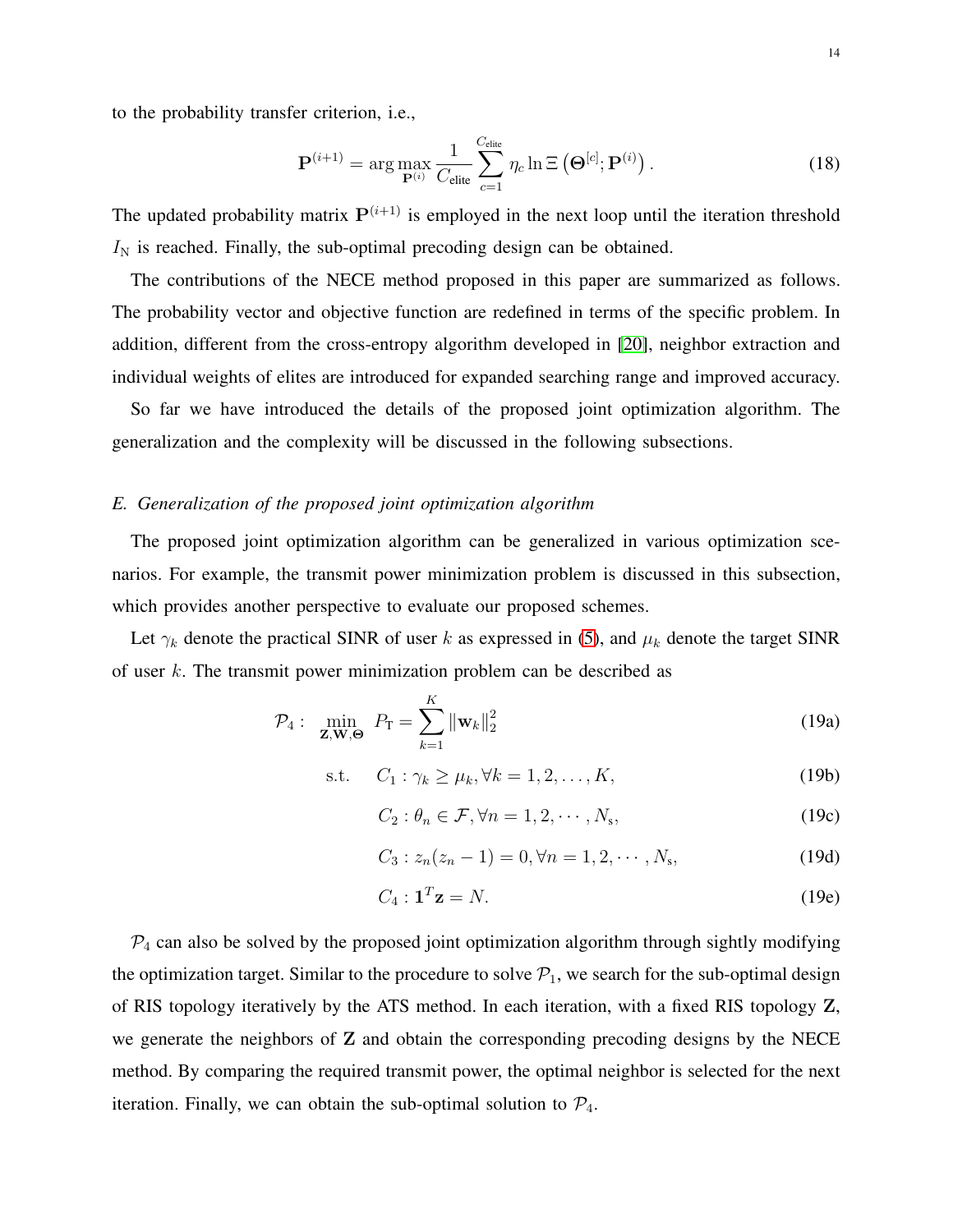to the probability transfer criterion, i.e.,

$$\mathbf{P}^{(i+1)} = \arg\max_{\mathbf{P}^{(i)}} \frac{1}{C_{\text{elite}}} \sum_{c=1}^{C_{\text{elite}}} \eta_c \ln \Xi\left(\boldsymbol{\Theta}^{[c]}; \mathbf{P}^{(i)}\right). \tag{18}$$

The updated probability matrix $\mathbf{P}^{(i+1)}$ is employed in the next loop until the iteration threshold $I_{\text{N}}$ is reached. Finally, the sub-optimal precoding design can be obtained.

The contributions of the NECE method proposed in this paper are summarized as follows. The probability vector and objective function are redefined in terms of the specific problem. In addition, different from the cross-entropy algorithm developed in [20], neighbor extraction and individual weights of elites are introduced for expanded searching range and improved accuracy.

So far we have introduced the details of the proposed joint optimization algorithm. The generalization and the complexity will be discussed in the following subsections.

### *E. Generalization of the proposed joint optimization algorithm*

The proposed joint optimization algorithm can be generalized in various optimization scenarios. For example, the transmit power minimization problem is discussed in this subsection, which provides another perspective to evaluate our proposed schemes.

Let $\gamma_k$ denote the practical SINR of user $k$ as expressed in (5), and $\mu_k$ denote the target SINR of user $k$. The transmit power minimization problem can be described as

$$\mathcal{P}_4: \min_{\mathbf{Z},\mathbf{W},\boldsymbol{\Theta}} \; P_{\text{T}} = \sum_{k=1}^{K} \|\mathbf{w}_k\|_2^2 \tag{19a}$$

$$\text{s.t.} \quad C_1: \gamma_k \geq \mu_k, \forall k = 1, 2, \ldots, K, \tag{19b}$$

$$C_2: \theta_n \in \mathcal{F}, \forall n = 1, 2, \cdots, N_{\text{s}}, \tag{19c}$$

$$C_3: z_n(z_n - 1) = 0, \forall n = 1, 2, \cdots, N_{\text{s}}, \tag{19d}$$

$$C_4: \mathbf{1}^T \mathbf{z} = N. \tag{19e}$$

$\mathcal{P}_4$ can also be solved by the proposed joint optimization algorithm through sightly modifying the optimization target. Similar to the procedure to solve $\mathcal{P}_1$, we search for the sub-optimal design of RIS topology iteratively by the ATS method. In each iteration, with a fixed RIS topology $\mathbf{Z}$, we generate the neighbors of $\mathbf{Z}$ and obtain the corresponding precoding designs by the NECE method. By comparing the required transmit power, the optimal neighbor is selected for the next iteration. Finally, we can obtain the sub-optimal solution to $\mathcal{P}_4$.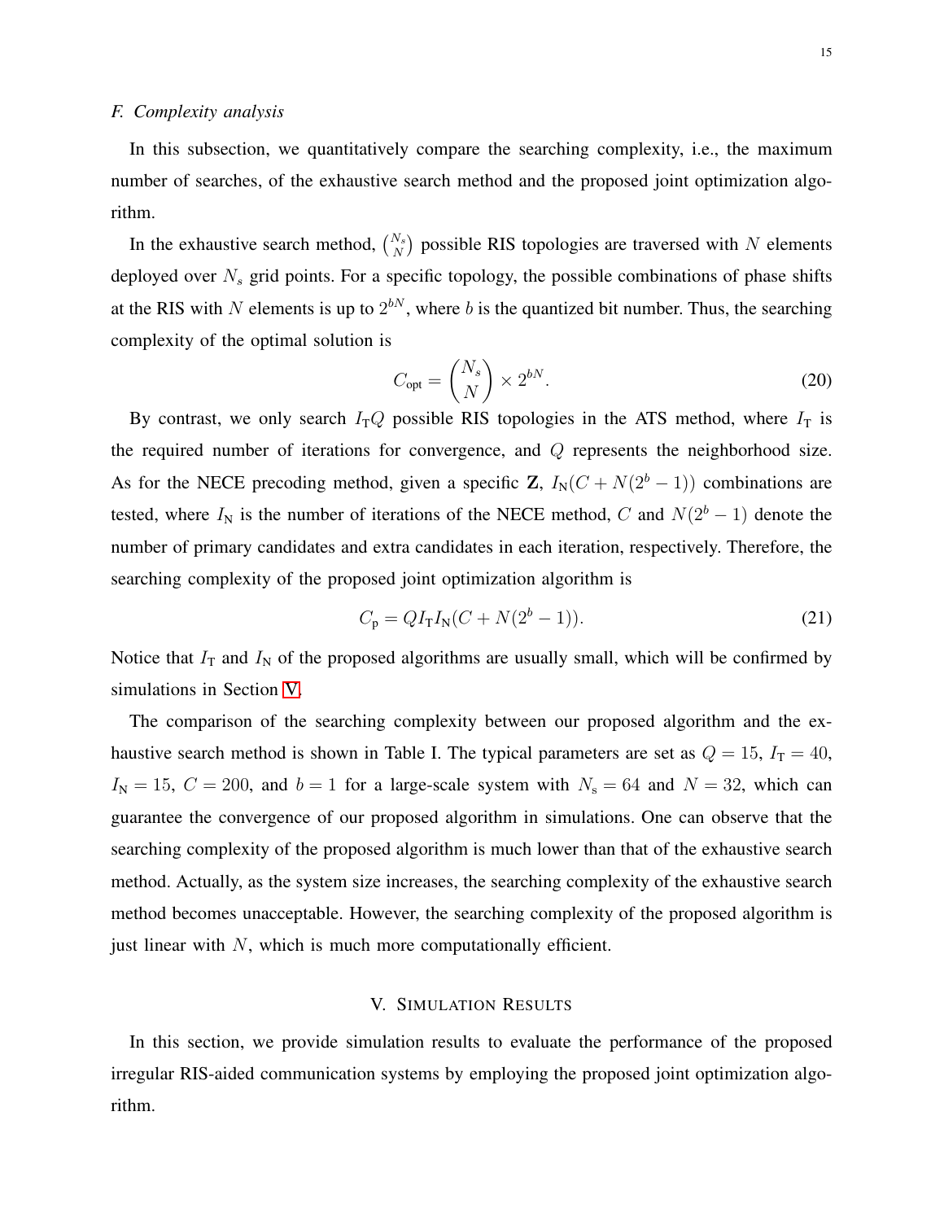### F. Complexity analysis

In this subsection, we quantitatively compare the searching complexity, i.e., the maximum number of searches, of the exhaustive search method and the proposed joint optimization algorithm.

In the exhaustive search method, $\binom{N_s}{N}$ possible RIS topologies are traversed with $N$ elements deployed over $N_s$ grid points. For a specific topology, the possible combinations of phase shifts at the RIS with $N$ elements is up to $2^{bN}$, where $b$ is the quantized bit number. Thus, the searching complexity of the optimal solution is

$$C_{\text{opt}} = \binom{N_s}{N} \times 2^{bN}. \tag{20}$$

By contrast, we only search $I_{\text{T}}Q$ possible RIS topologies in the ATS method, where $I_{\text{T}}$ is the required number of iterations for convergence, and $Q$ represents the neighborhood size. As for the NECE precoding method, given a specific $\mathbf{Z}$, $I_{\text{N}}(C + N(2^b - 1))$ combinations are tested, where $I_{\text{N}}$ is the number of iterations of the NECE method, $C$ and $N(2^b - 1)$ denote the number of primary candidates and extra candidates in each iteration, respectively. Therefore, the searching complexity of the proposed joint optimization algorithm is

$$C_{\text{p}} = QI_{\text{T}}I_{\text{N}}(C + N(2^b - 1)). \tag{21}$$

Notice that $I_{\text{T}}$ and $I_{\text{N}}$ of the proposed algorithms are usually small, which will be confirmed by simulations in Section V.

The comparison of the searching complexity between our proposed algorithm and the exhaustive search method is shown in Table I. The typical parameters are set as $Q = 15$, $I_{\text{T}} = 40$, $I_{\text{N}} = 15$, $C = 200$, and $b = 1$ for a large-scale system with $N_{\text{s}} = 64$ and $N = 32$, which can guarantee the convergence of our proposed algorithm in simulations. One can observe that the searching complexity of the proposed algorithm is much lower than that of the exhaustive search method. Actually, as the system size increases, the searching complexity of the exhaustive search method becomes unacceptable. However, the searching complexity of the proposed algorithm is just linear with $N$, which is much more computationally efficient.

## V. Simulation Results

In this section, we provide simulation results to evaluate the performance of the proposed irregular RIS-aided communication systems by employing the proposed joint optimization algorithm.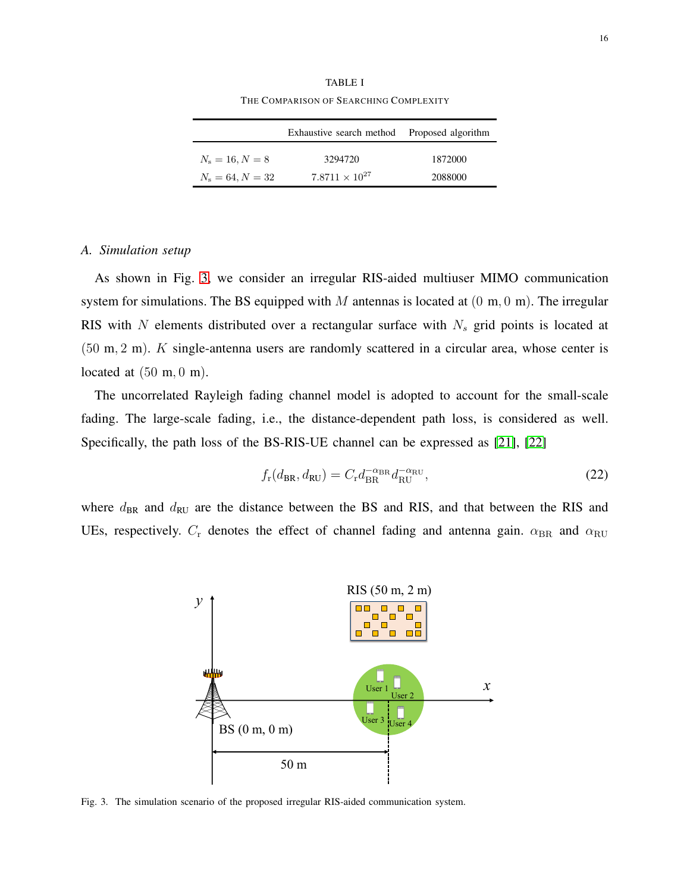TABLE I

THE COMPARISON OF SEARCHING COMPLEXITY

| | Exhaustive search method | Proposed algorithm |
|---|---|---|
| $N_s = 16, N = 8$ | 3294720 | 1872000 |
| $N_s = 64, N = 32$ | $7.8711 \times 10^{27}$ | 2088000 |

### A. Simulation setup

As shown in Fig. 3, we consider an irregular RIS-aided multiuser MIMO communication system for simulations. The BS equipped with $M$ antennas is located at $(0 \text{ m}, 0 \text{ m})$. The irregular RIS with $N$ elements distributed over a rectangular surface with $N_s$ grid points is located at $(50 \text{ m}, 2 \text{ m})$. $K$ single-antenna users are randomly scattered in a circular area, whose center is located at $(50 \text{ m}, 0 \text{ m})$.

The uncorrelated Rayleigh fading channel model is adopted to account for the small-scale fading. The large-scale fading, i.e., the distance-dependent path loss, is considered as well. Specifically, the path loss of the BS-RIS-UE channel can be expressed as [21], [22]

$$f_{\text{r}}(d_{\text{BR}}, d_{\text{RU}}) = C_{\text{r}} d_{\text{BR}}^{-\alpha_{\text{BR}}} d_{\text{RU}}^{-\alpha_{\text{RU}}}, \tag{22}$$

where $d_{\text{BR}}$ and $d_{\text{RU}}$ are the distance between the BS and RIS, and that between the RIS and UEs, respectively. $C_{\text{r}}$ denotes the effect of channel fading and antenna gain. $\alpha_{\text{BR}}$ and $\alpha_{\text{RU}}$

Fig. 3. The simulation scenario of the proposed irregular RIS-aided communication system.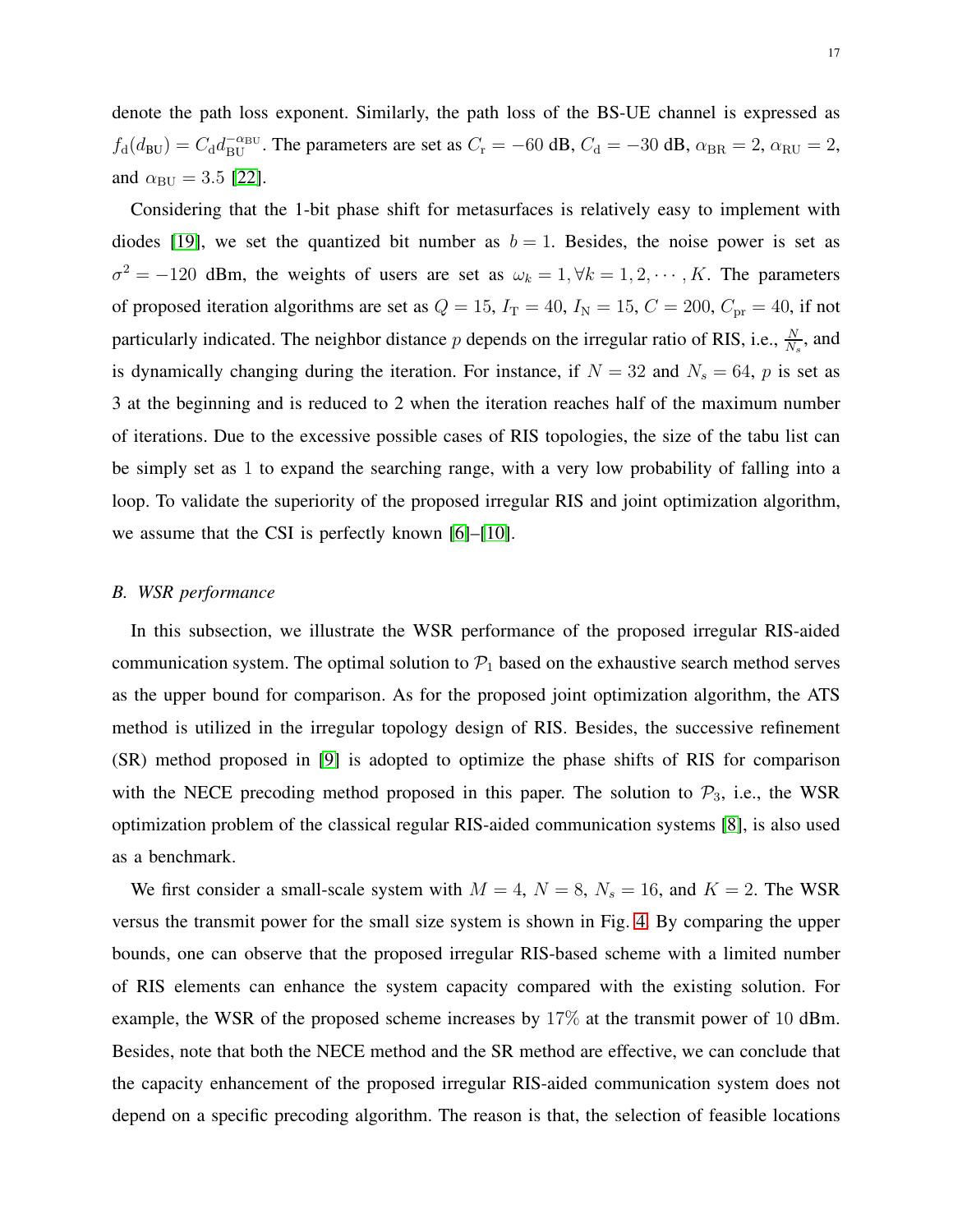denote the path loss exponent. Similarly, the path loss of the BS-UE channel is expressed as $f_{\mathrm{d}}(d_{\mathrm{BU}}) = C_{\mathrm{d}} d_{\mathrm{BU}}^{-\alpha_{\mathrm{BU}}}$. The parameters are set as $C_{\mathrm{r}} = -60$ dB, $C_{\mathrm{d}} = -30$ dB, $\alpha_{\mathrm{BR}} = 2$, $\alpha_{\mathrm{RU}} = 2$, and $\alpha_{\mathrm{BU}} = 3.5$ [22].

Considering that the 1-bit phase shift for metasurfaces is relatively easy to implement with diodes [19], we set the quantized bit number as $b = 1$. Besides, the noise power is set as $\sigma^2 = -120$ dBm, the weights of users are set as $\omega_k = 1, \forall k = 1, 2, \cdots, K$. The parameters of proposed iteration algorithms are set as $Q = 15$, $I_{\mathrm{T}} = 40$, $I_{\mathrm{N}} = 15$, $C = 200$, $C_{\mathrm{pr}} = 40$, if not particularly indicated. The neighbor distance $p$ depends on the irregular ratio of RIS, i.e., $\frac{N}{N_s}$, and is dynamically changing during the iteration. For instance, if $N = 32$ and $N_s = 64$, $p$ is set as 3 at the beginning and is reduced to 2 when the iteration reaches half of the maximum number of iterations. Due to the excessive possible cases of RIS topologies, the size of the tabu list can be simply set as 1 to expand the searching range, with a very low probability of falling into a loop. To validate the superiority of the proposed irregular RIS and joint optimization algorithm, we assume that the CSI is perfectly known [6]–[10].

### *B. WSR performance*

In this subsection, we illustrate the WSR performance of the proposed irregular RIS-aided communication system. The optimal solution to $\mathcal{P}_1$ based on the exhaustive search method serves as the upper bound for comparison. As for the proposed joint optimization algorithm, the ATS method is utilized in the irregular topology design of RIS. Besides, the successive refinement (SR) method proposed in [9] is adopted to optimize the phase shifts of RIS for comparison with the NECE precoding method proposed in this paper. The solution to $\mathcal{P}_3$, i.e., the WSR optimization problem of the classical regular RIS-aided communication systems [8], is also used as a benchmark.

We first consider a small-scale system with $M = 4$, $N = 8$, $N_s = 16$, and $K = 2$. The WSR versus the transmit power for the small size system is shown in Fig. 4. By comparing the upper bounds, one can observe that the proposed irregular RIS-based scheme with a limited number of RIS elements can enhance the system capacity compared with the existing solution. For example, the WSR of the proposed scheme increases by 17% at the transmit power of 10 dBm. Besides, note that both the NECE method and the SR method are effective, we can conclude that the capacity enhancement of the proposed irregular RIS-aided communication system does not depend on a specific precoding algorithm. The reason is that, the selection of feasible locations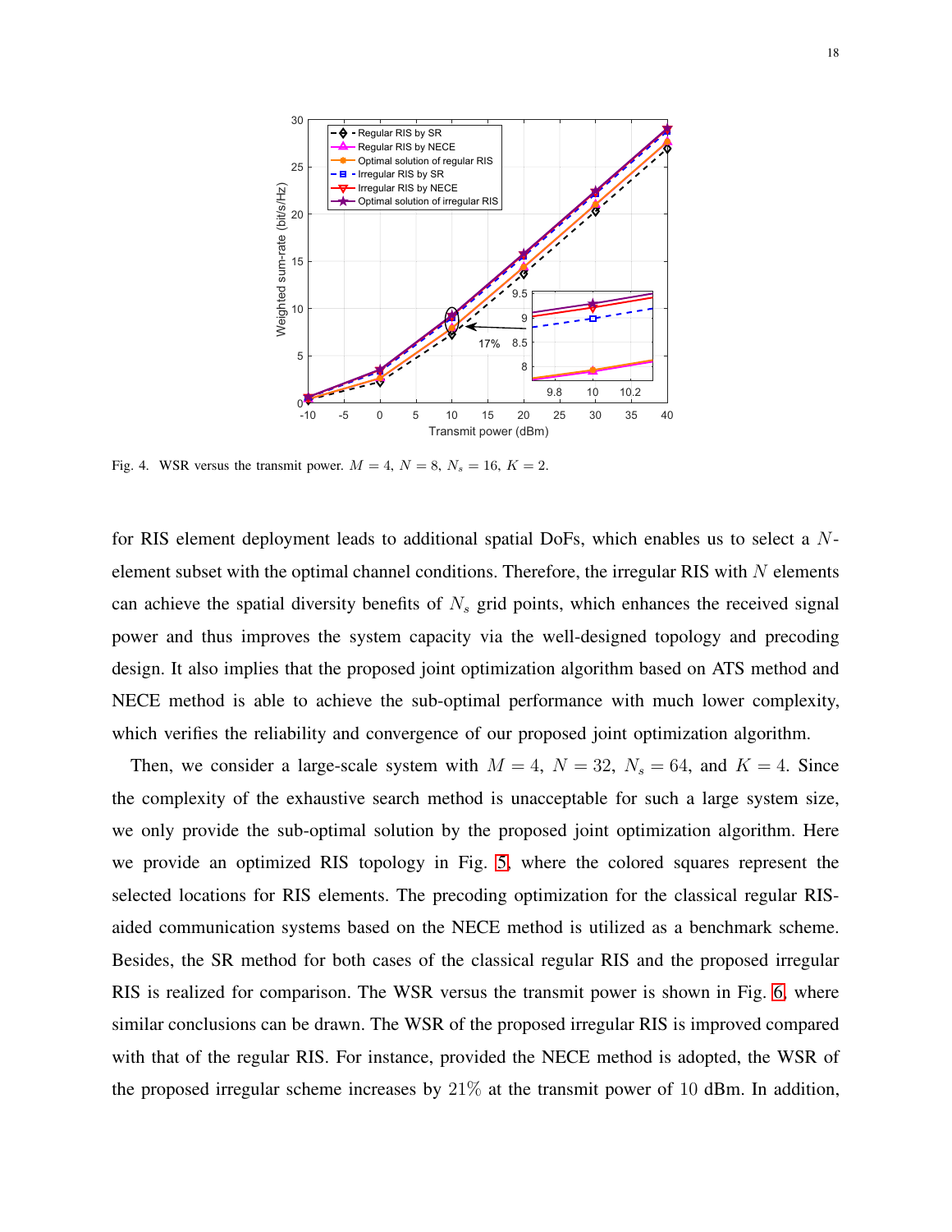Fig. 4. WSR versus the transmit power. $M = 4$, $N = 8$, $N_s = 16$, $K = 2$.

for RIS element deployment leads to additional spatial DoFs, which enables us to select a $N$-element subset with the optimal channel conditions. Therefore, the irregular RIS with $N$ elements can achieve the spatial diversity benefits of $N_s$ grid points, which enhances the received signal power and thus improves the system capacity via the well-designed topology and precoding design. It also implies that the proposed joint optimization algorithm based on ATS method and NECE method is able to achieve the sub-optimal performance with much lower complexity, which verifies the reliability and convergence of our proposed joint optimization algorithm.

Then, we consider a large-scale system with $M = 4$, $N = 32$, $N_s = 64$, and $K = 4$. Since the complexity of the exhaustive search method is unacceptable for such a large system size, we only provide the sub-optimal solution by the proposed joint optimization algorithm. Here we provide an optimized RIS topology in Fig. 5, where the colored squares represent the selected locations for RIS elements. The precoding optimization for the classical regular RIS-aided communication systems based on the NECE method is utilized as a benchmark scheme. Besides, the SR method for both cases of the classical regular RIS and the proposed irregular RIS is realized for comparison. The WSR versus the transmit power is shown in Fig. 6, where similar conclusions can be drawn. The WSR of the proposed irregular RIS is improved compared with that of the regular RIS. For instance, provided the NECE method is adopted, the WSR of the proposed irregular scheme increases by $21\%$ at the transmit power of $10$ dBm. In addition,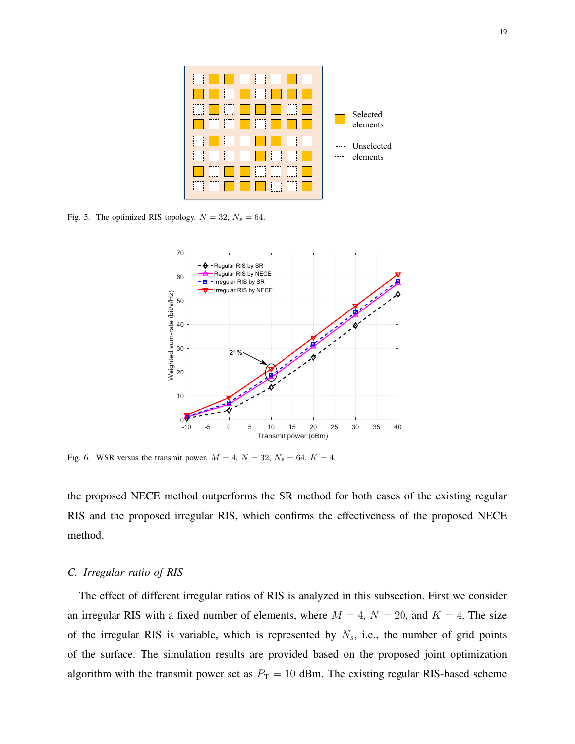Fig. 5. The optimized RIS topology. $N = 32$, $N_s = 64$.

Fig. 6. WSR versus the transmit power. $M = 4$, $N = 32$, $N_s = 64$, $K = 4$.

the proposed NECE method outperforms the SR method for both cases of the existing regular RIS and the proposed irregular RIS, which confirms the effectiveness of the proposed NECE method.

### *C. Irregular ratio of RIS*

The effect of different irregular ratios of RIS is analyzed in this subsection. First we consider an irregular RIS with a fixed number of elements, where $M = 4$, $N = 20$, and $K = 4$. The size of the irregular RIS is variable, which is represented by $N_s$, i.e., the number of grid points of the surface. The simulation results are provided based on the proposed joint optimization algorithm with the transmit power set as $P_\mathrm{T} = 10$ dBm. The existing regular RIS-based scheme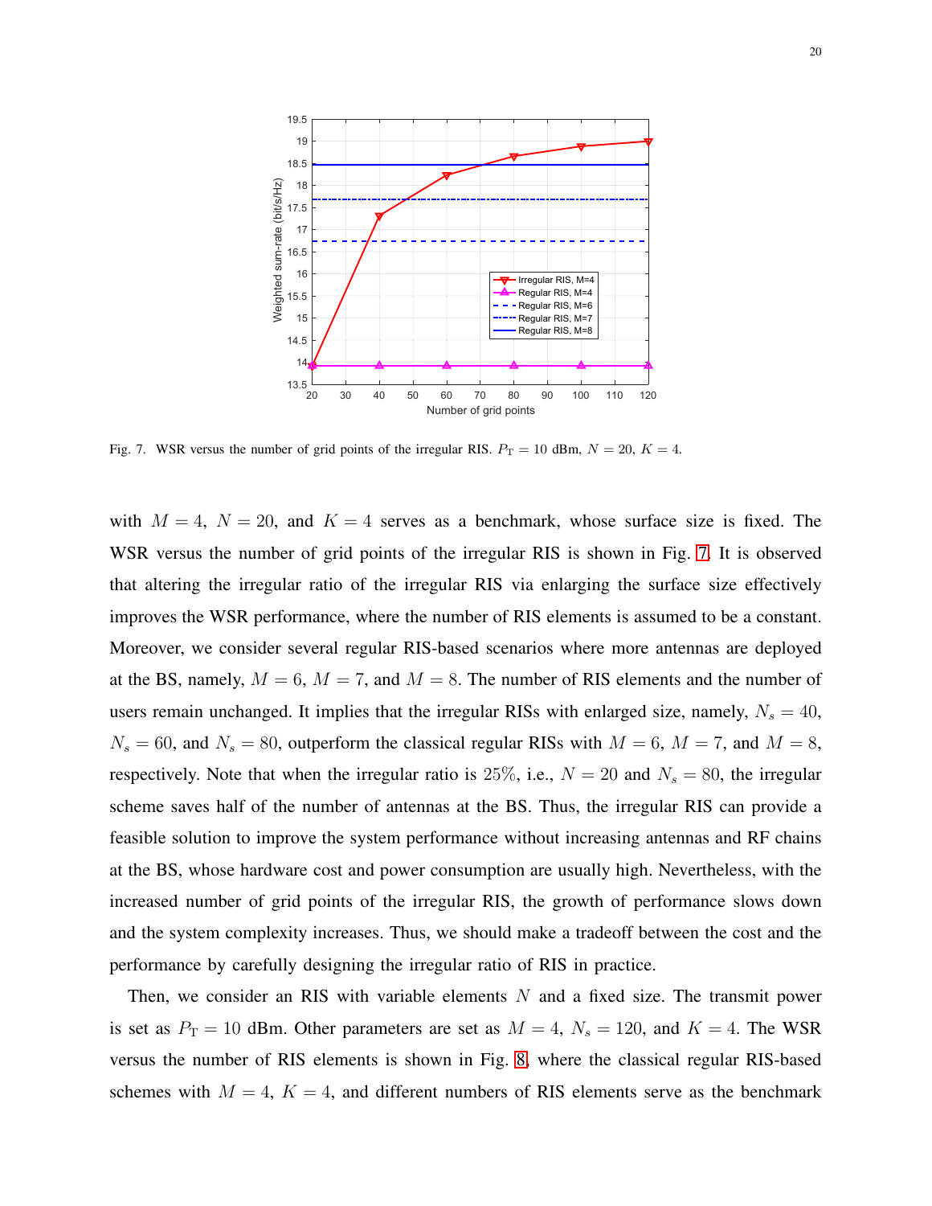Fig. 7. WSR versus the number of grid points of the irregular RIS. $P_{\rm T} = 10$ dBm, $N = 20$, $K = 4$.

with $M = 4$, $N = 20$, and $K = 4$ serves as a benchmark, whose surface size is fixed. The WSR versus the number of grid points of the irregular RIS is shown in Fig. 7. It is observed that altering the irregular ratio of the irregular RIS via enlarging the surface size effectively improves the WSR performance, where the number of RIS elements is assumed to be a constant. Moreover, we consider several regular RIS-based scenarios where more antennas are deployed at the BS, namely, $M = 6$, $M = 7$, and $M = 8$. The number of RIS elements and the number of users remain unchanged. It implies that the irregular RISs with enlarged size, namely, $N_s = 40$, $N_s = 60$, and $N_s = 80$, outperform the classical regular RISs with $M = 6$, $M = 7$, and $M = 8$, respectively. Note that when the irregular ratio is $25\%$, i.e., $N = 20$ and $N_s = 80$, the irregular scheme saves half of the number of antennas at the BS. Thus, the irregular RIS can provide a feasible solution to improve the system performance without increasing antennas and RF chains at the BS, whose hardware cost and power consumption are usually high. Nevertheless, with the increased number of grid points of the irregular RIS, the growth of performance slows down and the system complexity increases. Thus, we should make a tradeoff between the cost and the performance by carefully designing the irregular ratio of RIS in practice.

Then, we consider an RIS with variable elements $N$ and a fixed size. The transmit power is set as $P_{\rm T} = 10$ dBm. Other parameters are set as $M = 4$, $N_s = 120$, and $K = 4$. The WSR versus the number of RIS elements is shown in Fig. 8, where the classical regular RIS-based schemes with $M = 4$, $K = 4$, and different numbers of RIS elements serve as the benchmark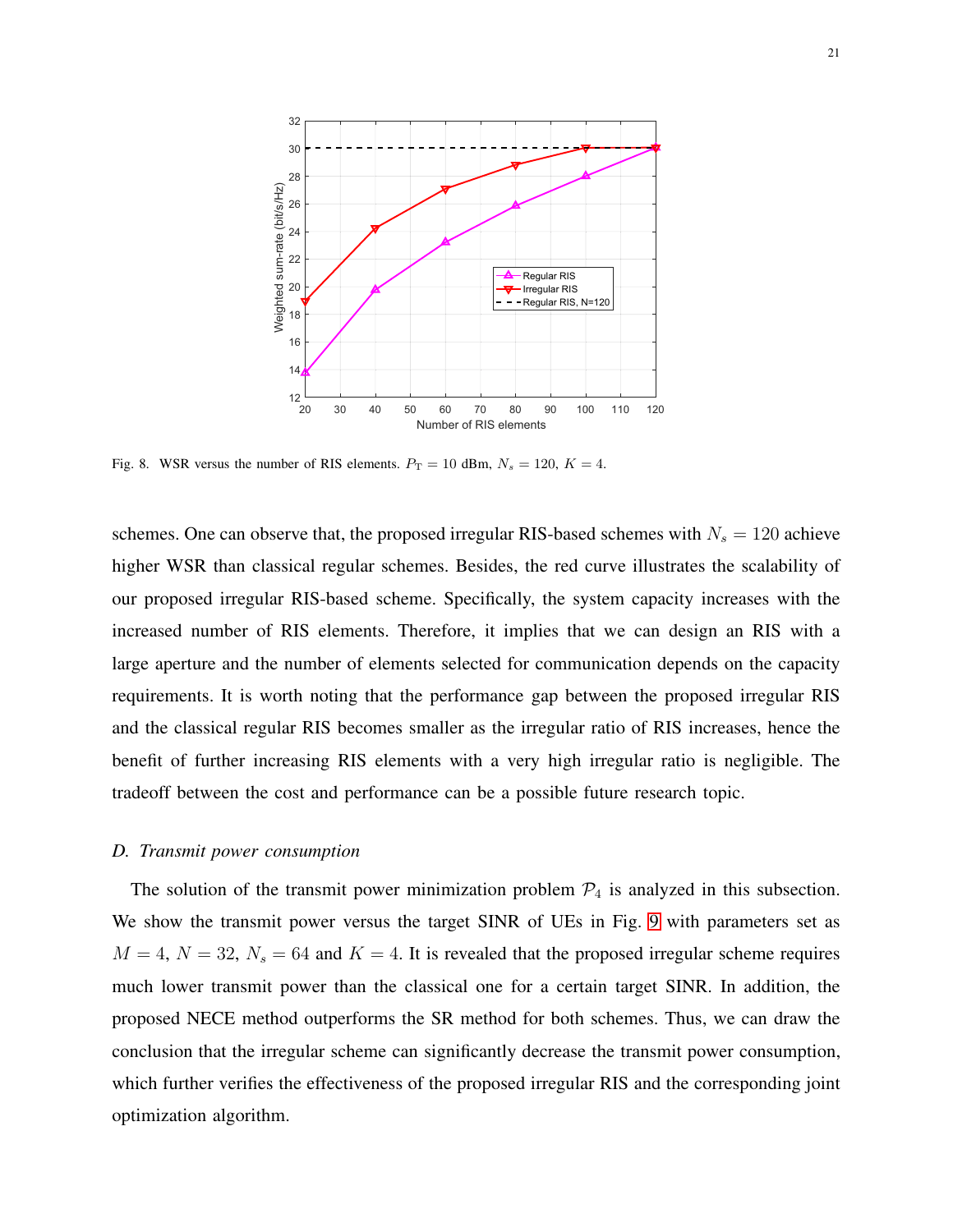Fig. 8. WSR versus the number of RIS elements. $P_{\mathrm{T}} = 10$ dBm, $N_s = 120$, $K = 4$.

schemes. One can observe that, the proposed irregular RIS-based schemes with $N_s = 120$ achieve higher WSR than classical regular schemes. Besides, the red curve illustrates the scalability of our proposed irregular RIS-based scheme. Specifically, the system capacity increases with the increased number of RIS elements. Therefore, it implies that we can design an RIS with a large aperture and the number of elements selected for communication depends on the capacity requirements. It is worth noting that the performance gap between the proposed irregular RIS and the classical regular RIS becomes smaller as the irregular ratio of RIS increases, hence the benefit of further increasing RIS elements with a very high irregular ratio is negligible. The tradeoff between the cost and performance can be a possible future research topic.

### *D. Transmit power consumption*

The solution of the transmit power minimization problem $\mathcal{P}_4$ is analyzed in this subsection. We show the transmit power versus the target SINR of UEs in Fig. 9 with parameters set as $M = 4$, $N = 32$, $N_s = 64$ and $K = 4$. It is revealed that the proposed irregular scheme requires much lower transmit power than the classical one for a certain target SINR. In addition, the proposed NECE method outperforms the SR method for both schemes. Thus, we can draw the conclusion that the irregular scheme can significantly decrease the transmit power consumption, which further verifies the effectiveness of the proposed irregular RIS and the corresponding joint optimization algorithm.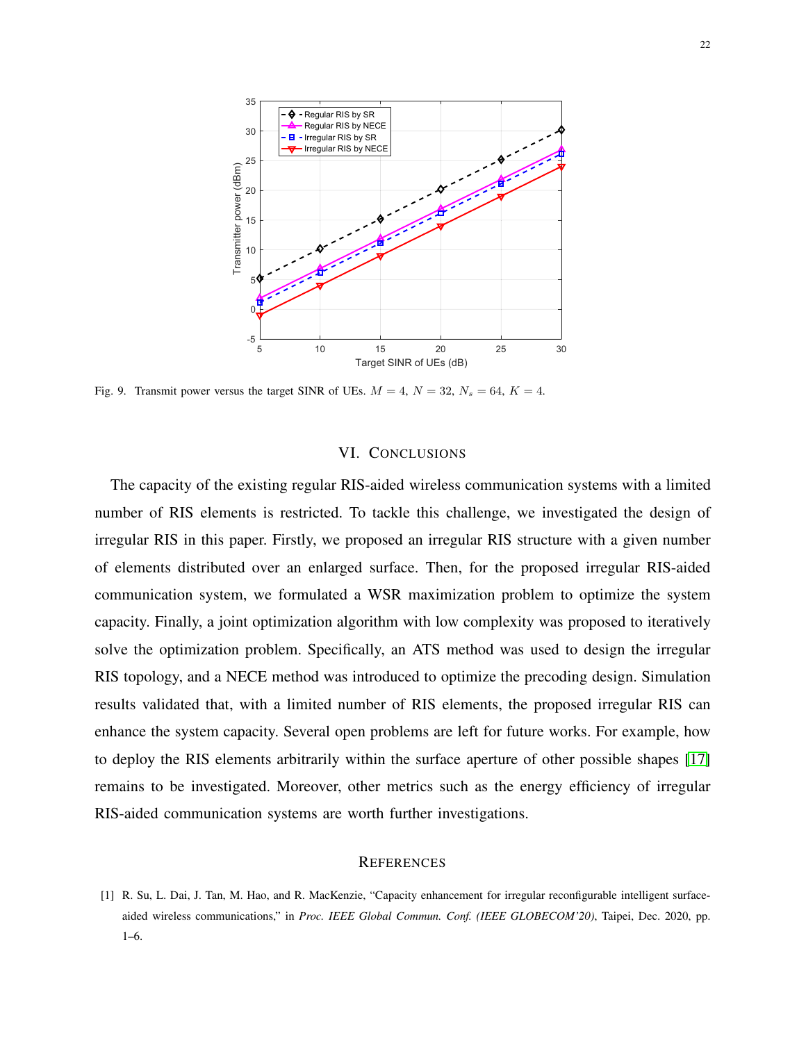Fig. 9. Transmit power versus the target SINR of UEs. $M = 4$, $N = 32$, $N_s = 64$, $K = 4$.

## VI. Conclusions

The capacity of the existing regular RIS-aided wireless communication systems with a limited number of RIS elements is restricted. To tackle this challenge, we investigated the design of irregular RIS in this paper. Firstly, we proposed an irregular RIS structure with a given number of elements distributed over an enlarged surface. Then, for the proposed irregular RIS-aided communication system, we formulated a WSR maximization problem to optimize the system capacity. Finally, a joint optimization algorithm with low complexity was proposed to iteratively solve the optimization problem. Specifically, an ATS method was used to design the irregular RIS topology, and a NECE method was introduced to optimize the precoding design. Simulation results validated that, with a limited number of RIS elements, the proposed irregular RIS can enhance the system capacity. Several open problems are left for future works. For example, how to deploy the RIS elements arbitrarily within the surface aperture of other possible shapes [17] remains to be investigated. Moreover, other metrics such as the energy efficiency of irregular RIS-aided communication systems are worth further investigations.

## References

[1] R. Su, L. Dai, J. Tan, M. Hao, and R. MacKenzie, "Capacity enhancement for irregular reconfigurable intelligent surface-aided wireless communications," in *Proc. IEEE Global Commun. Conf. (IEEE GLOBECOM'20)*, Taipei, Dec. 2020, pp. 1–6.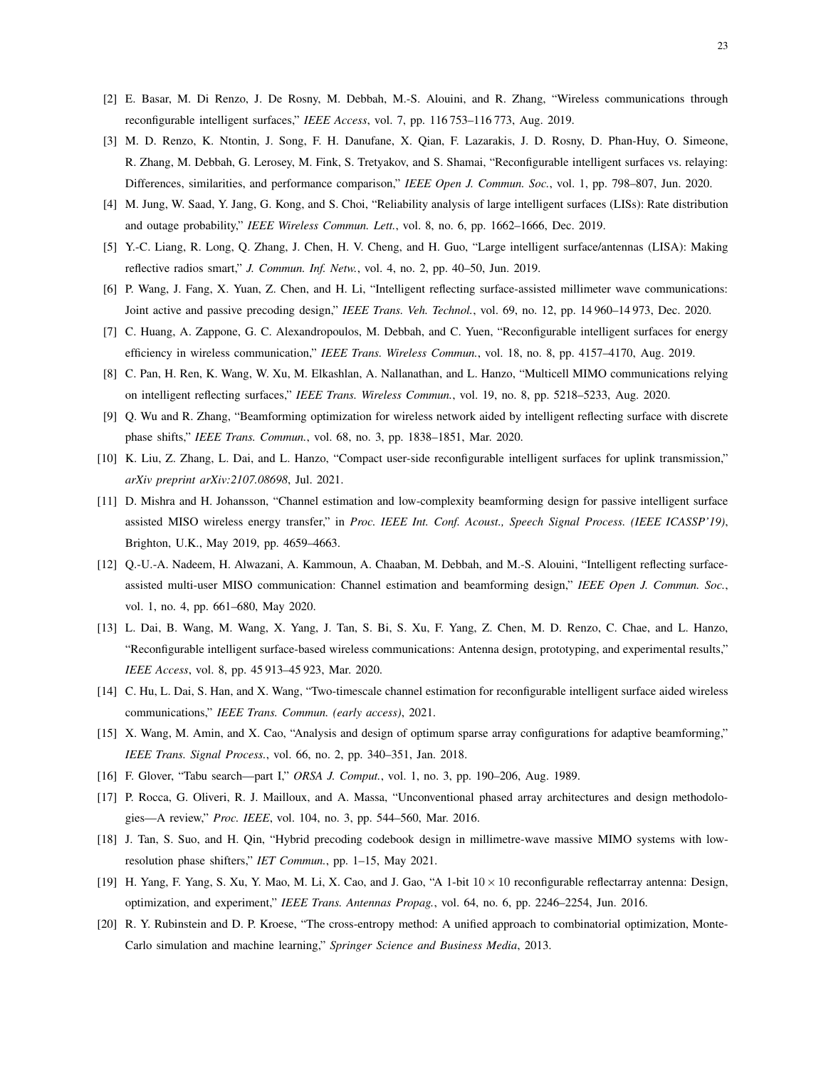[2] E. Basar, M. Di Renzo, J. De Rosny, M. Debbah, M.-S. Alouini, and R. Zhang, "Wireless communications through reconfigurable intelligent surfaces," *IEEE Access*, vol. 7, pp. 116 753–116 773, Aug. 2019.

[3] M. D. Renzo, K. Ntontin, J. Song, F. H. Danufane, X. Qian, F. Lazarakis, J. D. Rosny, D. Phan-Huy, O. Simeone, R. Zhang, M. Debbah, G. Lerosey, M. Fink, S. Tretyakov, and S. Shamai, "Reconfigurable intelligent surfaces vs. relaying: Differences, similarities, and performance comparison," *IEEE Open J. Commun. Soc.*, vol. 1, pp. 798–807, Jun. 2020.

[4] M. Jung, W. Saad, Y. Jang, G. Kong, and S. Choi, "Reliability analysis of large intelligent surfaces (LISs): Rate distribution and outage probability," *IEEE Wireless Commun. Lett.*, vol. 8, no. 6, pp. 1662–1666, Dec. 2019.

[5] Y.-C. Liang, R. Long, Q. Zhang, J. Chen, H. V. Cheng, and H. Guo, "Large intelligent surface/antennas (LISA): Making reflective radios smart," *J. Commun. Inf. Netw.*, vol. 4, no. 2, pp. 40–50, Jun. 2019.

[6] P. Wang, J. Fang, X. Yuan, Z. Chen, and H. Li, "Intelligent reflecting surface-assisted millimeter wave communications: Joint active and passive precoding design," *IEEE Trans. Veh. Technol.*, vol. 69, no. 12, pp. 14 960–14 973, Dec. 2020.

[7] C. Huang, A. Zappone, G. C. Alexandropoulos, M. Debbah, and C. Yuen, "Reconfigurable intelligent surfaces for energy efficiency in wireless communication," *IEEE Trans. Wireless Commun.*, vol. 18, no. 8, pp. 4157–4170, Aug. 2019.

[8] C. Pan, H. Ren, K. Wang, W. Xu, M. Elkashlan, A. Nallanathan, and L. Hanzo, "Multicell MIMO communications relying on intelligent reflecting surfaces," *IEEE Trans. Wireless Commun.*, vol. 19, no. 8, pp. 5218–5233, Aug. 2020.

[9] Q. Wu and R. Zhang, "Beamforming optimization for wireless network aided by intelligent reflecting surface with discrete phase shifts," *IEEE Trans. Commun.*, vol. 68, no. 3, pp. 1838–1851, Mar. 2020.

[10] K. Liu, Z. Zhang, L. Dai, and L. Hanzo, "Compact user-side reconfigurable intelligent surfaces for uplink transmission," *arXiv preprint arXiv:2107.08698*, Jul. 2021.

[11] D. Mishra and H. Johansson, "Channel estimation and low-complexity beamforming design for passive intelligent surface assisted MISO wireless energy transfer," in *Proc. IEEE Int. Conf. Acoust., Speech Signal Process. (IEEE ICASSP'19)*, Brighton, U.K., May 2019, pp. 4659–4663.

[12] Q.-U.-A. Nadeem, H. Alwazani, A. Kammoun, A. Chaaban, M. Debbah, and M.-S. Alouini, "Intelligent reflecting surface-assisted multi-user MISO communication: Channel estimation and beamforming design," *IEEE Open J. Commun. Soc.*, vol. 1, no. 4, pp. 661–680, May 2020.

[13] L. Dai, B. Wang, M. Wang, X. Yang, J. Tan, S. Bi, S. Xu, F. Yang, Z. Chen, M. D. Renzo, C. Chae, and L. Hanzo, "Reconfigurable intelligent surface-based wireless communications: Antenna design, prototyping, and experimental results," *IEEE Access*, vol. 8, pp. 45 913–45 923, Mar. 2020.

[14] C. Hu, L. Dai, S. Han, and X. Wang, "Two-timescale channel estimation for reconfigurable intelligent surface aided wireless communications," *IEEE Trans. Commun. (early access)*, 2021.

[15] X. Wang, M. Amin, and X. Cao, "Analysis and design of optimum sparse array configurations for adaptive beamforming," *IEEE Trans. Signal Process.*, vol. 66, no. 2, pp. 340–351, Jan. 2018.

[16] F. Glover, "Tabu search—part I," *ORSA J. Comput.*, vol. 1, no. 3, pp. 190–206, Aug. 1989.

[17] P. Rocca, G. Oliveri, R. J. Mailloux, and A. Massa, "Unconventional phased array architectures and design methodologies—A review," *Proc. IEEE*, vol. 104, no. 3, pp. 544–560, Mar. 2016.

[18] J. Tan, S. Suo, and H. Qin, "Hybrid precoding codebook design in millimetre-wave massive MIMO systems with low-resolution phase shifters," *IET Commun.*, pp. 1–15, May 2021.

[19] H. Yang, F. Yang, S. Xu, Y. Mao, M. Li, X. Cao, and J. Gao, "A 1-bit $10 \times 10$ reconfigurable reflectarray antenna: Design, optimization, and experiment," *IEEE Trans. Antennas Propag.*, vol. 64, no. 6, pp. 2246–2254, Jun. 2016.

[20] R. Y. Rubinstein and D. P. Kroese, "The cross-entropy method: A unified approach to combinatorial optimization, Monte-Carlo simulation and machine learning," *Springer Science and Business Media*, 2013.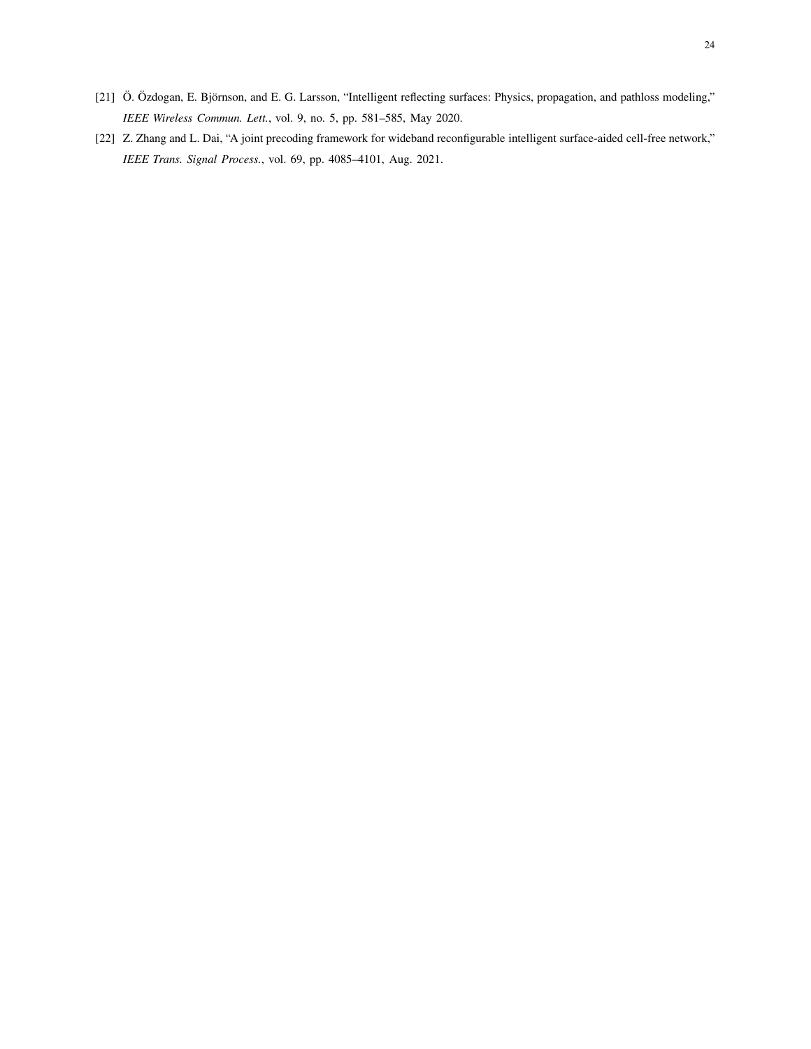[21] Ö. Özdogan, E. Björnson, and E. G. Larsson, "Intelligent reflecting surfaces: Physics, propagation, and pathloss modeling," *IEEE Wireless Commun. Lett.*, vol. 9, no. 5, pp. 581–585, May 2020.

[22] Z. Zhang and L. Dai, "A joint precoding framework for wideband reconfigurable intelligent surface-aided cell-free network," *IEEE Trans. Signal Process.*, vol. 69, pp. 4085–4101, Aug. 2021.